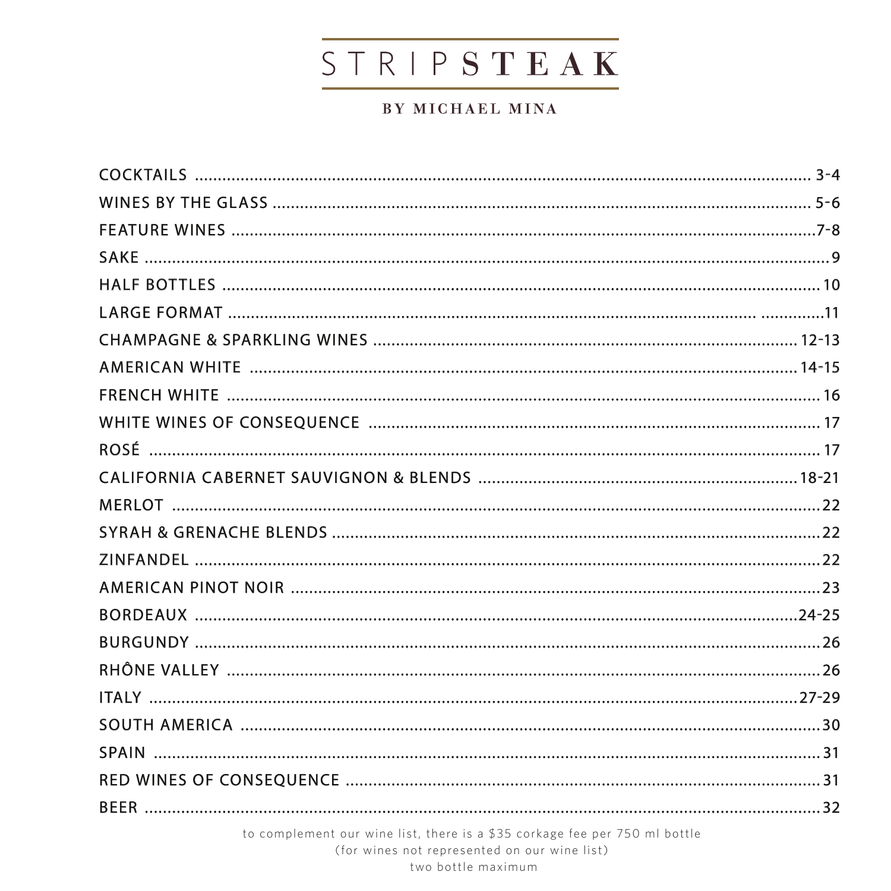# STRIPSTEAK

BY MICHAEL MINA

| | |
|---|---|
| COCKTAILS | 3-4 |
| WINES BY THE GLASS | 5-6 |
| FEATURE WINES | 7-8 |
| SAKE | 9 |
| HALF BOTTLES | 10 |
| LARGE FORMAT | 11 |
| CHAMPAGNE & SPARKLING WINES | 12-13 |
| AMERICAN WHITE | 14-15 |
| FRENCH WHITE | 16 |
| WHITE WINES OF CONSEQUENCE | 17 |
| ROSÉ | 17 |
| CALIFORNIA CABERNET SAUVIGNON & BLENDS | 18-21 |
| MERLOT | 22 |
| SYRAH & GRENACHE BLENDS | 22 |
| ZINFANDEL | 22 |
| AMERICAN PINOT NOIR | 23 |
| BORDEAUX | 24-25 |
| BURGUNDY | 26 |
| RHÔNE VALLEY | 26 |
| ITALY | 27-29 |
| SOUTH AMERICA | 30 |
| SPAIN | 31 |
| RED WINES OF CONSEQUENCE | 31 |
| BEER | 32 |

to complement our wine list, there is a $35 corkage fee per 750 ml bottle
(for wines not represented on our wine list)
two bottle maximum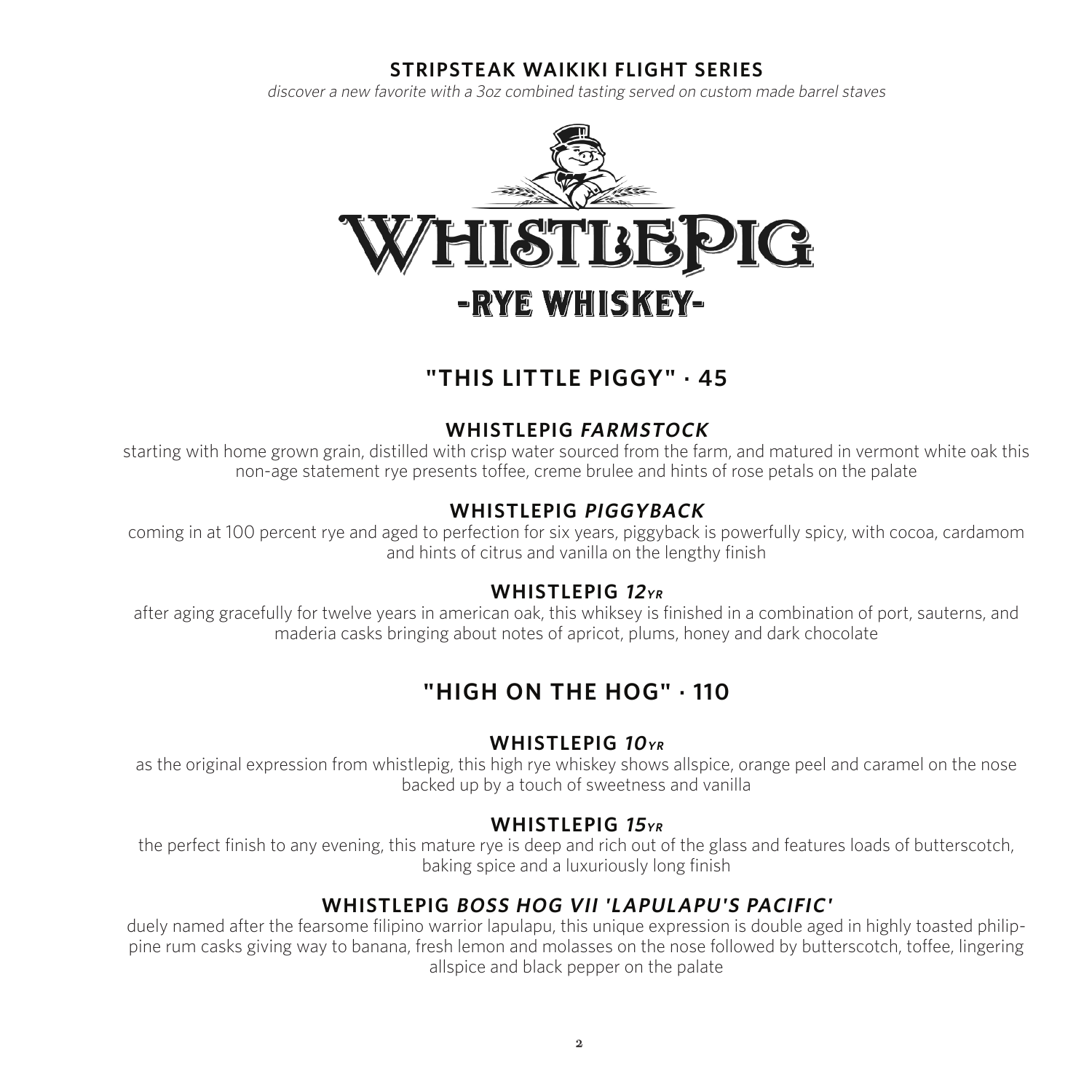## STRIPSTEAK WAIKIKI FLIGHT SERIES

*discover a new favorite with a 3oz combined tasting served on custom made barrel staves*

# WHISTLEPIG

## -RYE WHISKEY-

## "THIS LITTLE PIGGY" · 45

### WHISTLEPIG *FARMSTOCK*

starting with home grown grain, distilled with crisp water sourced from the farm, and matured in vermont white oak this non-age statement rye presents toffee, creme brulee and hints of rose petals on the palate

### WHISTLEPIG *PIGGYBACK*

coming in at 100 percent rye and aged to perfection for six years, piggyback is powerfully spicy, with cocoa, cardamom and hints of citrus and vanilla on the lengthy finish

### WHISTLEPIG *12YR*

after aging gracefully for twelve years in american oak, this whiksey is finished in a combination of port, sauterns, and maderia casks bringing about notes of apricot, plums, honey and dark chocolate

## "HIGH ON THE HOG" · 110

### WHISTLEPIG *10YR*

as the original expression from whistlepig, this high rye whiskey shows allspice, orange peel and caramel on the nose backed up by a touch of sweetness and vanilla

### WHISTLEPIG *15YR*

the perfect finish to any evening, this mature rye is deep and rich out of the glass and features loads of butterscotch, baking spice and a luxuriously long finish

### WHISTLEPIG *BOSS HOG VII 'LAPULAPU'S PACIFIC'*

duely named after the fearsome filipino warrior lapulapu, this unique expression is double aged in highly toasted philippine rum casks giving way to banana, fresh lemon and molasses on the nose followed by butterscotch, toffee, lingering allspice and black pepper on the palate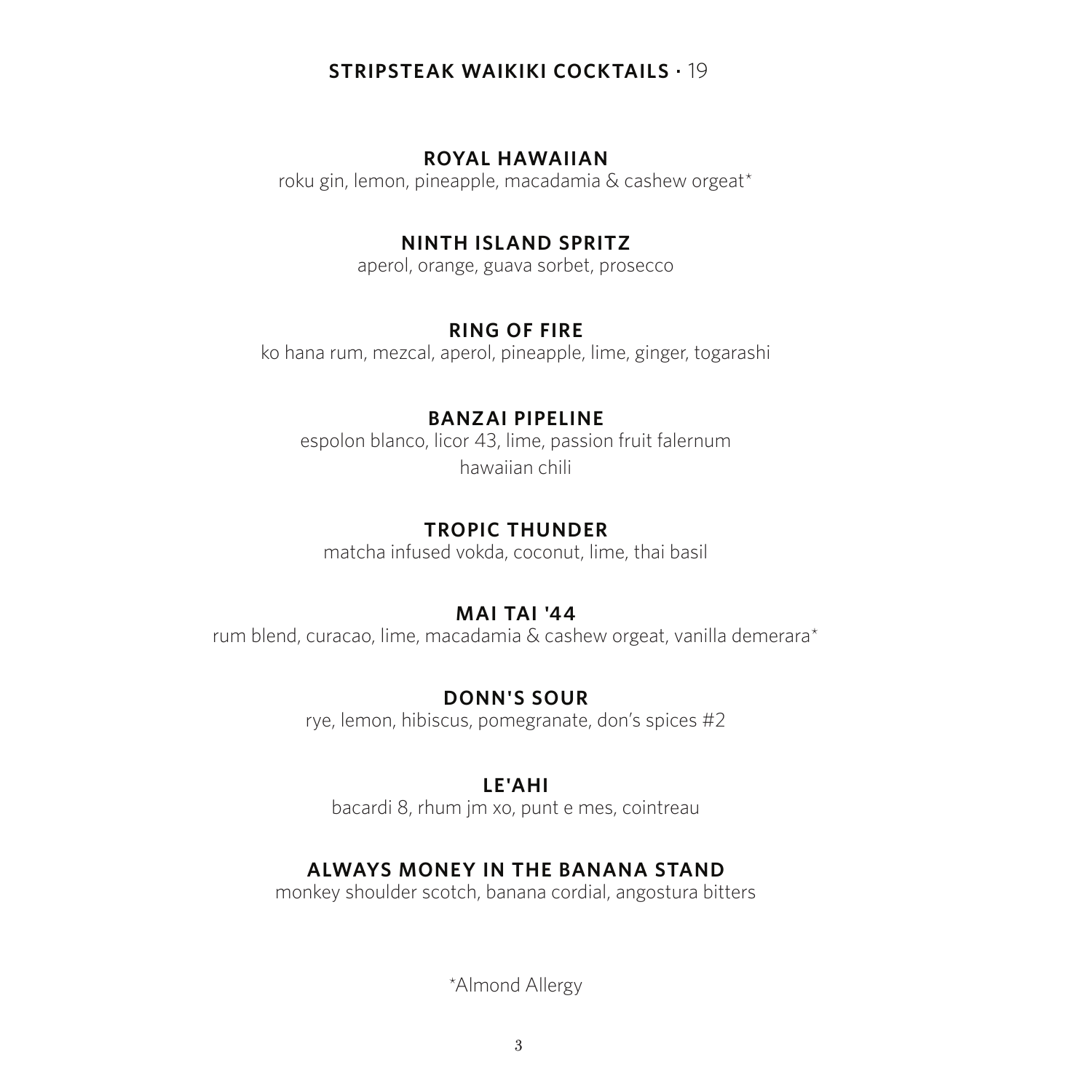## STRIPSTEAK WAIKIKI COCKTAILS · 19

**ROYAL HAWAIIAN**
roku gin, lemon, pineapple, macadamia & cashew orgeat*

**NINTH ISLAND SPRITZ**
aperol, orange, guava sorbet, prosecco

**RING OF FIRE**
ko hana rum, mezcal, aperol, pineapple, lime, ginger, togarashi

**BANZAI PIPELINE**
espolon blanco, licor 43, lime, passion fruit falernum
hawaiian chili

**TROPIC THUNDER**
matcha infused vokda, coconut, lime, thai basil

**MAI TAI '44**
rum blend, curacao, lime, macadamia & cashew orgeat, vanilla demerara*

**DONN'S SOUR**
rye, lemon, hibiscus, pomegranate, don's spices #2

**LE'AHI**
bacardi 8, rhum jm xo, punt e mes, cointreau

**ALWAYS MONEY IN THE BANANA STAND**
monkey shoulder scotch, banana cordial, angostura bitters

*Almond Allergy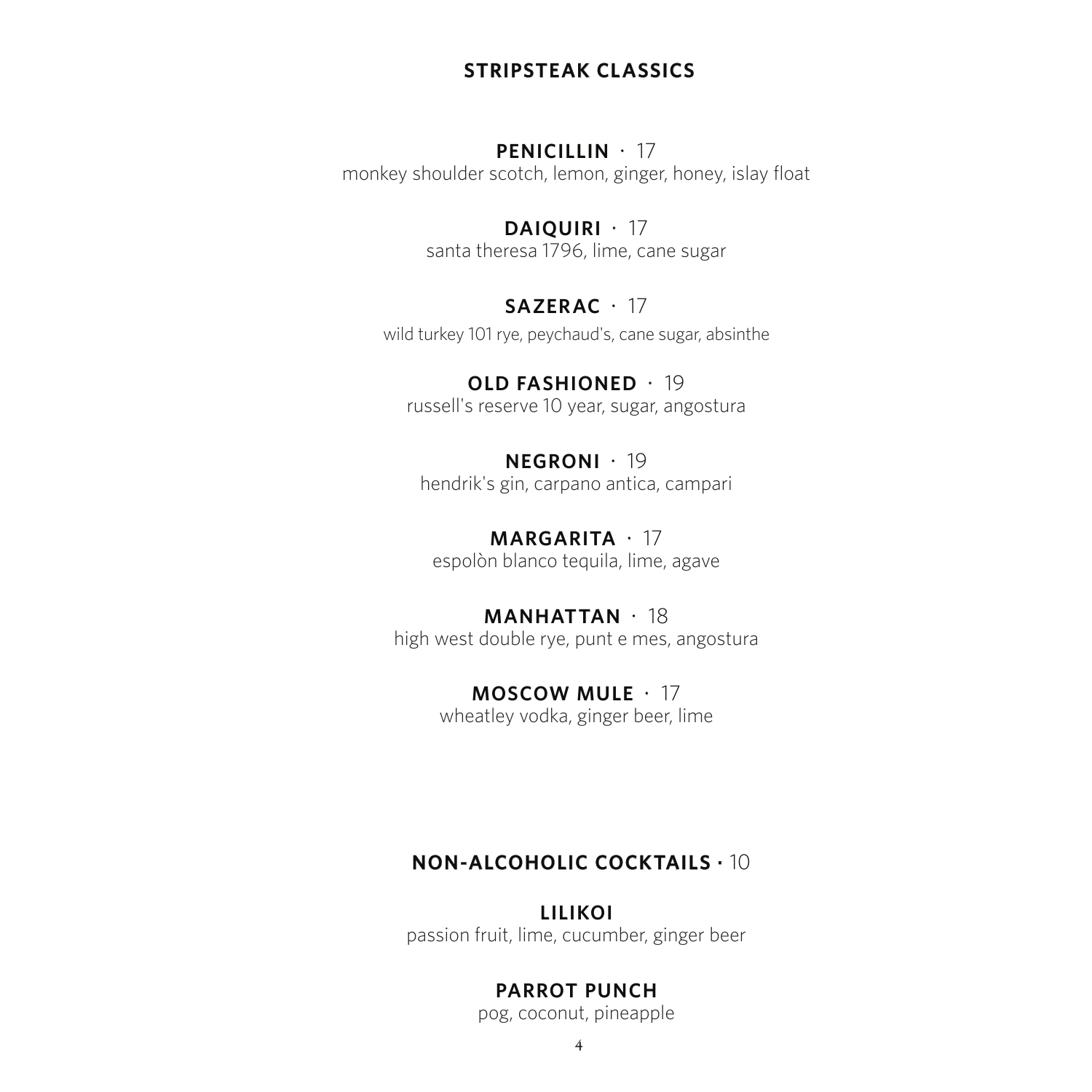## STRIPSTEAK CLASSICS

**PENICILLIN** · 17
monkey shoulder scotch, lemon, ginger, honey, islay float

**DAIQUIRI** · 17
santa theresa 1796, lime, cane sugar

**SAZERAC** · 17
wild turkey 101 rye, peychaud's, cane sugar, absinthe

**OLD FASHIONED** · 19
russell's reserve 10 year, sugar, angostura

**NEGRONI** · 19
hendrik's gin, carpano antica, campari

**MARGARITA** · 17
espolòn blanco tequila, lime, agave

**MANHATTAN** · 18
high west double rye, punt e mes, angostura

**MOSCOW MULE** · 17
wheatley vodka, ginger beer, lime

## NON-ALCOHOLIC COCKTAILS · 10

**LILIKOI**
passion fruit, lime, cucumber, ginger beer

**PARROT PUNCH**
pog, coconut, pineapple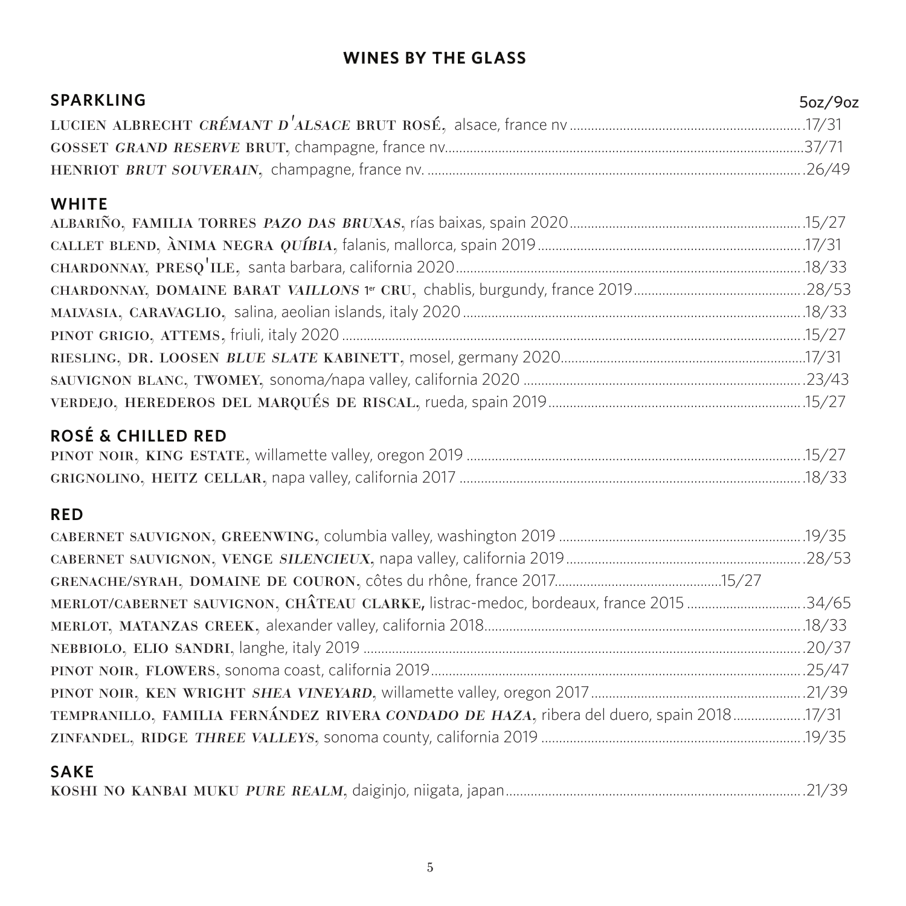## WINES BY THE GLASS

### SPARKLING

5oz/9oz

**LUCIEN ALBRECHT *CRÉMANT D'ALSACE* BRUT ROSÉ,** alsace, france nv ................17/31

**GOSSET *GRAND RESERVE* BRUT,** champagne, france nv................37/71

**HENRIOT *BRUT SOUVERAIN,*** champagne, france nv. ................26/49

### WHITE

**ALBARIÑO, FAMILIA TORRES *PAZO DAS BRUXAS*,** rías baixas, spain 2020................15/27

**CALLET BLEND, ÀNIMA NEGRA *QUÍBIA,*** falanis, mallorca, spain 2019................17/31

**CHARDONNAY, PRESQ'ILE,** santa barbara, california 2020................18/33

**CHARDONNAY, DOMAINE BARAT *VAILLONS* 1er CRU,** chablis, burgundy, france 2019................28/53

**MALVASIA, CARAVAGLIO,** salina, aeolian islands, italy 2020................18/33

**PINOT GRIGIO, ATTEMS,** friuli, italy 2020................15/27

**RIESLING, DR. LOOSEN *BLUE SLATE* KABINETT,** mosel, germany 2020................17/31

**SAUVIGNON BLANC, TWOMEY,** sonoma/napa valley, california 2020................23/43

**VERDEJO, HEREDEROS DEL MARQUÉS DE RISCAL,** rueda, spain 2019................15/27

### ROSÉ & CHILLED RED

**PINOT NOIR, KING ESTATE,** willamette valley, oregon 2019................15/27

**GRIGNOLINO, HEITZ CELLAR,** napa valley, california 2017................18/33

### RED

**CABERNET SAUVIGNON, GREENWING,** columbia valley, washington 2019................19/35

**CABERNET SAUVIGNON, VENGE *SILENCIEUX,*** napa valley, california 2019................28/53

**GRENACHE/SYRAH, DOMAINE DE COURON,** côtes du rhône, france 2017................15/27

**MERLOT/CABERNET SAUVIGNON, CHÂTEAU CLARKE,** listrac-medoc, bordeaux, france 2015................34/65

**MERLOT, MATANZAS CREEK,** alexander valley, california 2018................18/33

**NEBBIOLO, ELIO SANDRI,** langhe, italy 2019................20/37

**PINOT NOIR, FLOWERS,** sonoma coast, california 2019................25/47

**PINOT NOIR, KEN WRIGHT *SHEA VINEYARD*,** willamette valley, oregon 2017................21/39

**TEMPRANILLO, FAMILIA FERNÁNDEZ RIVERA *CONDADO DE HAZA,*** ribera del duero, spain 2018................17/31

**ZINFANDEL, RIDGE *THREE VALLEYS*,** sonoma county, california 2019................19/35

### SAKE

**KOSHI NO KANBAI MUKU *PURE REALM*,** daiginjo, niigata, japan................21/39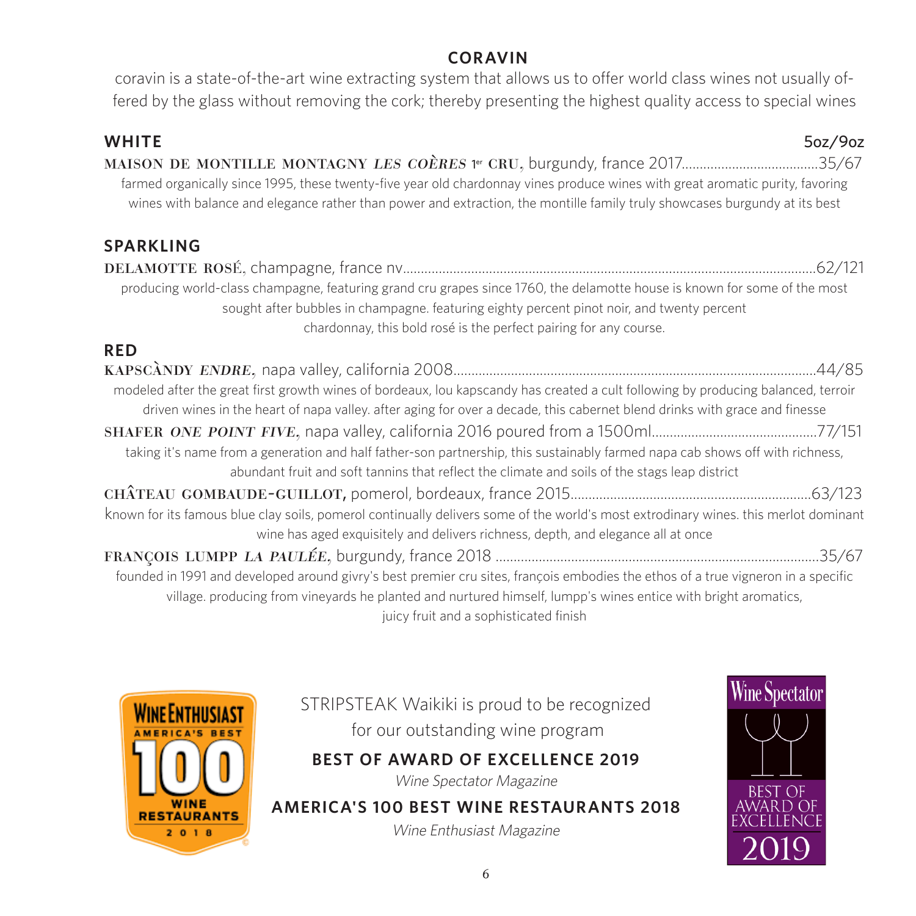## CORAVIN

coravin is a state-of-the-art wine extracting system that allows us to offer world class wines not usually offered by the glass without removing the cork; thereby presenting the highest quality access to special wines

### WHITE

5oz/9oz

**MAISON DE MONTILLE MONTAGNY *LES COÈRES* 1er CRU**, burgundy, france 2017......35/67

farmed organically since 1995, these twenty-five year old chardonnay vines produce wines with great aromatic purity, favoring wines with balance and elegance rather than power and extraction, the montille family truly showcases burgundy at its best

### SPARKLING

**DELAMOTTE ROSÉ**, champagne, france nv......62/121

producing world-class champagne, featuring grand cru grapes since 1760, the delamotte house is known for some of the most sought after bubbles in champagne. featuring eighty percent pinot noir, and twenty percent chardonnay, this bold rosé is the perfect pairing for any course.

### RED

**KAPSCÀNDY *ENDRE***, napa valley, california 2008......44/85

modeled after the great first growth wines of bordeaux, lou kapscandy has created a cult following by producing balanced, terroir driven wines in the heart of napa valley. after aging for over a decade, this cabernet blend drinks with grace and finesse

**SHAFER *ONE POINT FIVE***, napa valley, california 2016 poured from a 1500ml......77/151

taking it's name from a generation and half father-son partnership, this sustainably farmed napa cab shows off with richness, abundant fruit and soft tannins that reflect the climate and soils of the stags leap district

**CHÂTEAU GOMBAUDE-GUILLOT**, pomerol, bordeaux, france 2015......63/123

known for its famous blue clay soils, pomerol continually delivers some of the world's most extrodinary wines. this merlot dominant wine has aged exquisitely and delivers richness, depth, and elegance all at once

**FRANÇOIS LUMPP *LA PAULÉE***, burgundy, france 2018......35/67

founded in 1991 and developed around givry's best premier cru sites, françois embodies the ethos of a true vigneron in a specific village. producing from vineyards he planted and nurtured himself, lumpp's wines entice with bright aromatics, juicy fruit and a sophisticated finish

WINE ENTHUSIAST AMERICA'S BEST 100 WINE RESTAURANTS 2018

STRIPSTEAK Waikiki is proud to be recognized for our outstanding wine program

**BEST OF AWARD OF EXCELLENCE 2019**

*Wine Spectator Magazine*

**AMERICA'S 100 BEST WINE RESTAURANTS 2018**

*Wine Enthusiast Magazine*

Wine Spectator BEST OF AWARD OF EXCELLENCE 2019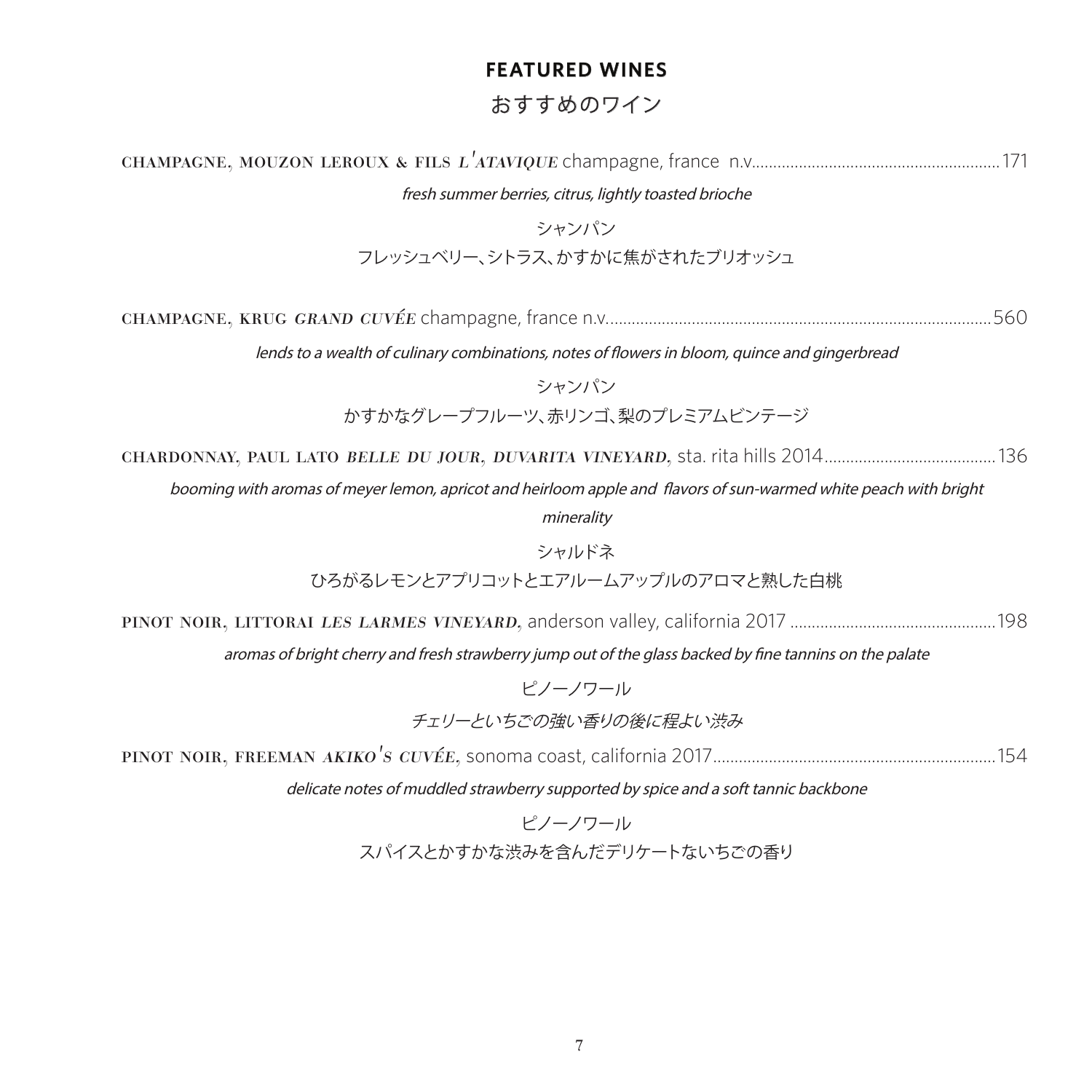## FEATURED WINES

## おすすめのワイン

CHAMPAGNE, MOUZON LEROUX & FILS *L'ATAVIQUE* champagne, france n.v. .......... 171

*fresh summer berries, citrus, lightly toasted brioche*

シャンパン

フレッシュベリー、シトラス、かすかに焦がされたブリオッシュ

CHAMPAGNE, KRUG *GRAND CUVÉE* champagne, france n.v. .......... 560

*lends to a wealth of culinary combinations, notes of flowers in bloom, quince and gingerbread*

シャンパン

かすかなグレープフルーツ、赤リンゴ、梨のプレミアムビンテージ

CHARDONNAY, PAUL LATO *BELLE DU JOUR, DUVARITA VINEYARD,* sta. rita hills 2014 .......... 136

*booming with aromas of meyer lemon, apricot and heirloom apple and flavors of sun-warmed white peach with bright minerality*

シャルドネ

ひろがるレモンとアプリコットとエアルームアップルのアロマと熟した白桃

PINOT NOIR, LITTORAI *LES LARMES VINEYARD,* anderson valley, california 2017 .......... 198

*aromas of bright cherry and fresh strawberry jump out of the glass backed by fine tannins on the palate*

ピノーノワール

*チェリーといちごの強い香りの後に程よい渋み*

PINOT NOIR, FREEMAN *AKIKO'S CUVÉE,* sonoma coast, california 2017 .......... 154

*delicate notes of muddled strawberry supported by spice and a soft tannic backbone*

ピノーノワール

スパイスとかすかな渋みを含んだデリケートないちごの香り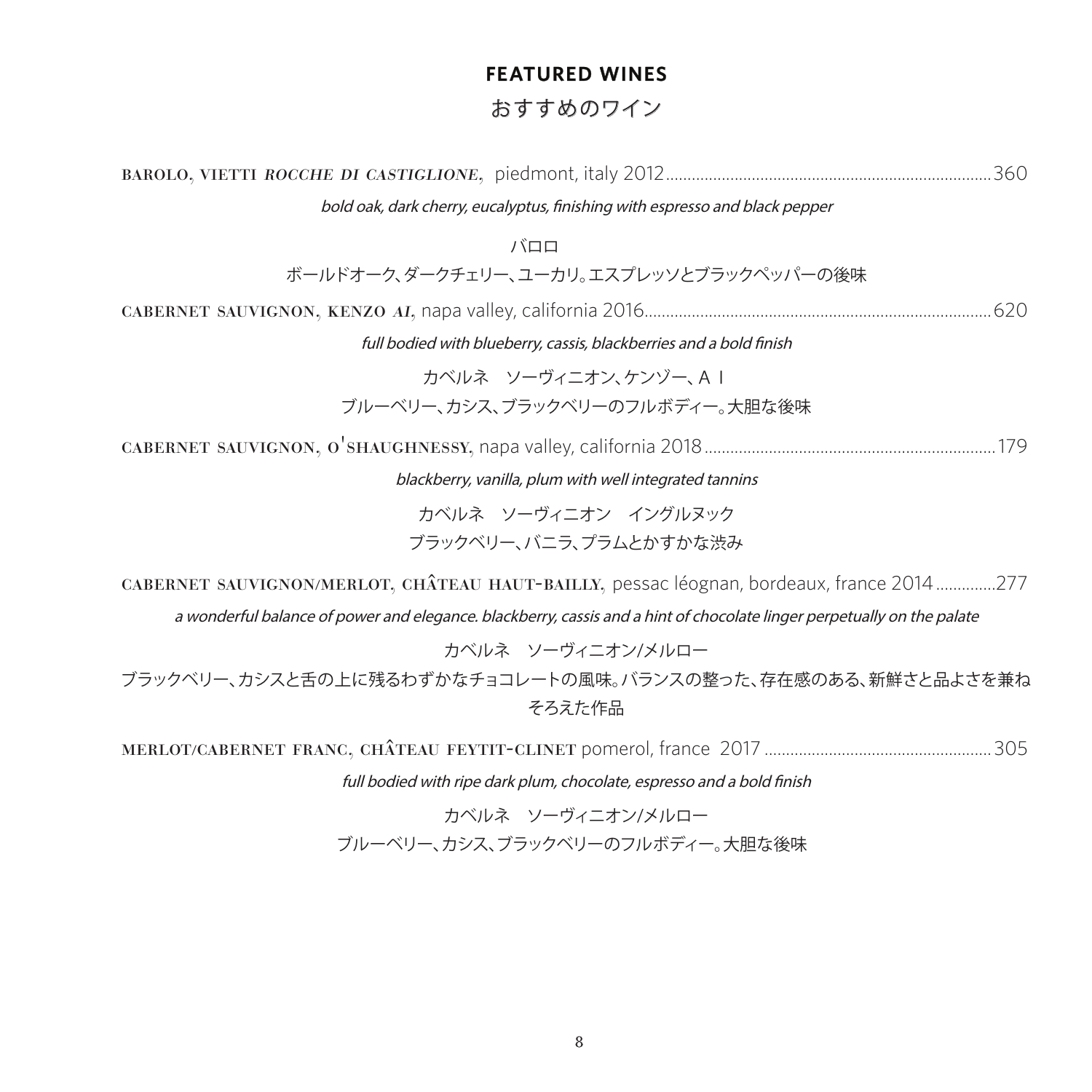## FEATURED WINES

## おすすめのワイン

BAROLO, VIETTI *ROCCHE DI CASTIGLIONE*, piedmont, italy 2012...360

*bold oak, dark cherry, eucalyptus, finishing with espresso and black pepper*

バロロ

ボールドオーク、ダークチェリー、ユーカリ。エスプレッソとブラックペッパーの後味

CABERNET SAUVIGNON, KENZO *AI*, napa valley, california 2016...620

*full bodied with blueberry, cassis, blackberries and a bold finish*

カベルネ　ソーヴィニオン、ケンゾー、ＡＩ

ブルーベリー、カシス、ブラックベリーのフルボディー。大胆な後味

CABERNET SAUVIGNON, O'SHAUGHNESSY, napa valley, california 2018...179

*blackberry, vanilla, plum with well integrated tannins*

カベルネ　ソーヴィニオン　イングルヌック

ブラックベリー、バニラ、プラムとかすかな渋み

CABERNET SAUVIGNON/MERLOT, CHÂTEAU HAUT-BAILLY, pessac léognan, bordeaux, france 2014...277

*a wonderful balance of power and elegance. blackberry, cassis and a hint of chocolate linger perpetually on the palate*

カベルネ　ソーヴィニオン/メルロー

ブラックベリー、カシスと舌の上に残るわずかなチョコレートの風味。バランスの整った、存在感のある、新鮮さと品よさを兼ねそろえた作品

MERLOT/CABERNET FRANC, CHÂTEAU FEYTIT-CLINET pomerol, france 2017...305

*full bodied with ripe dark plum, chocolate, espresso and a bold finish*

カベルネ　ソーヴィニオン/メルロー

ブルーベリー、カシス、ブラックベリーのフルボディー。大胆な後味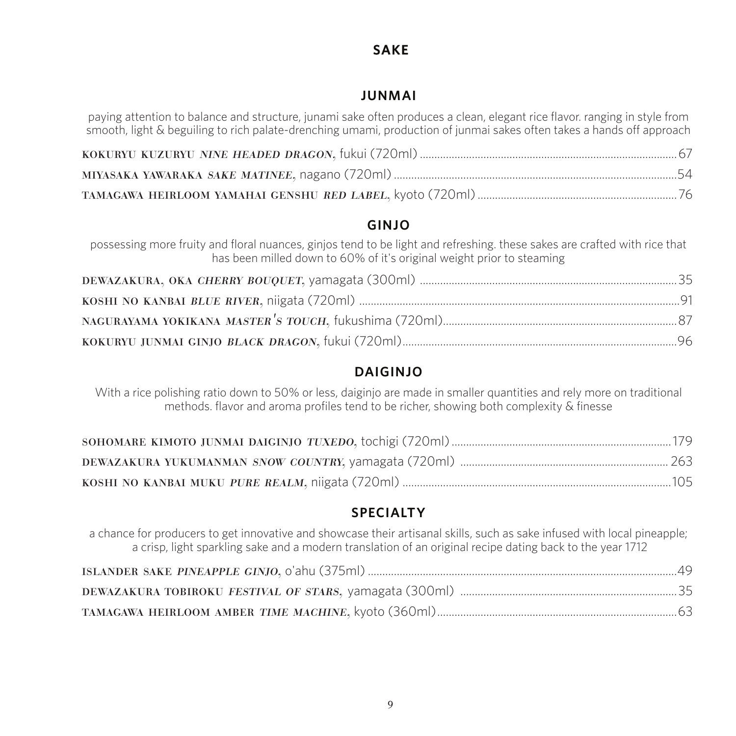# SAKE

## JUNMAI

paying attention to balance and structure, junami sake often produces a clean, elegant rice flavor. ranging in style from smooth, light & beguiling to rich palate-drenching umami, production of junmai sakes often takes a hands off approach

**KOKURYU KUZURYU** ***NINE HEADED DRAGON,*** fukui (720ml) .......... 67

**MIYASAKA YAWARAKA** ***SAKE MATINEE,*** nagano (720ml) .......... 54

**TAMAGAWA HEIRLOOM YAMAHAI GENSHU** ***RED LABEL,*** kyoto (720ml) .......... 76

## GINJO

possessing more fruity and floral nuances, ginjos tend to be light and refreshing. these sakes are crafted with rice that has been milled down to 60% of it's original weight prior to steaming

**DEWAZAKURA, OKA** ***CHERRY BOUQUET,*** yamagata (300ml) .......... 35

**KOSHI NO KANBAI** ***BLUE RIVER,*** niigata (720ml) .......... 91

**NAGURAYAMA YOKIKANA** ***MASTER'S TOUCH,*** fukushima (720ml) .......... 87

**KOKURYU JUNMAI GINJO** ***BLACK DRAGON,*** fukui (720ml) .......... 96

## DAIGINJO

With a rice polishing ratio down to 50% or less, daiginjo are made in smaller quantities and rely more on traditional methods. flavor and aroma profiles tend to be richer, showing both complexity & finesse

**SOHOMARE KIMOTO JUNMAI DAIGINJO** ***TUXEDO,*** tochigi (720ml) .......... 179

**DEWAZAKURA YUKUMANMAN** ***SNOW COUNTRY,*** yamagata (720ml) .......... 263

**KOSHI NO KANBAI MUKU** ***PURE REALM,*** niigata (720ml) .......... 105

## SPECIALTY

a chance for producers to get innovative and showcase their artisanal skills, such as sake infused with local pineapple; a crisp, light sparkling sake and a modern translation of an original recipe dating back to the year 1712

**ISLANDER SAKE** ***PINEAPPLE GINJO,*** o'ahu (375ml) .......... 49

**DEWAZAKURA TOBIROKU** ***FESTIVAL OF STARS,*** yamagata (300ml) .......... 35

**TAMAGAWA HEIRLOOM AMBER** ***TIME MACHINE,*** kyoto (360ml) .......... 63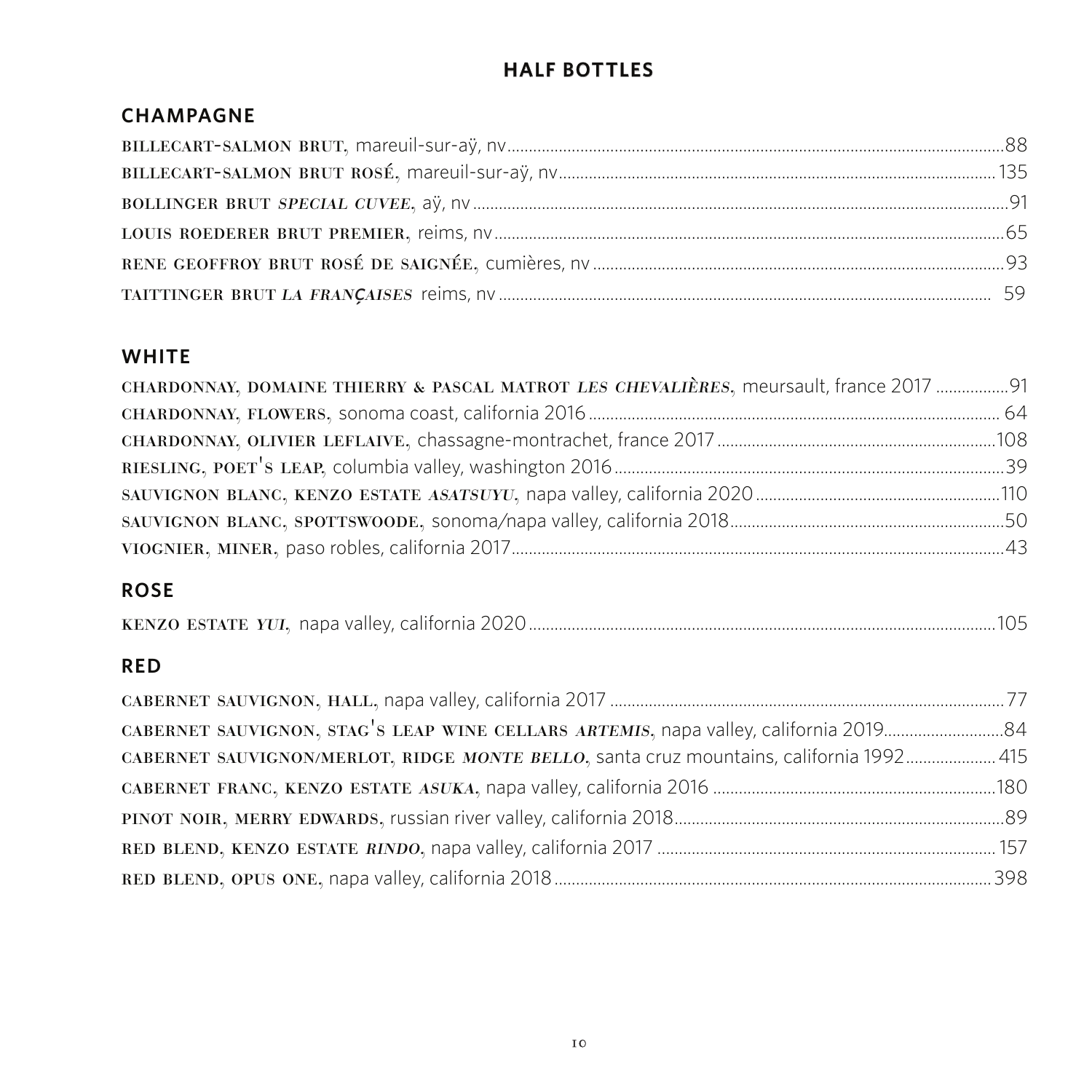## HALF BOTTLES

### CHAMPAGNE

BILLECART-SALMON BRUT, mareuil-sur-aÿ, nv....88
BILLECART-SALMON BRUT ROSÉ, mareuil-sur-aÿ, nv....135
BOLLINGER BRUT *SPECIAL CUVEE*, aÿ, nv....91
LOUIS ROEDERER BRUT PREMIER, reims, nv....65
RENE GEOFFROY BRUT ROSÉ DE SAIGNÉE, cumières, nv....93
TAITTINGER BRUT *LA FRANÇAISES* reims, nv....59

### WHITE

CHARDONNAY, DOMAINE THIERRY & PASCAL MATROT *LES CHEVALIÈRES*, meursault, france 2017....91
CHARDONNAY, FLOWERS, sonoma coast, california 2016....64
CHARDONNAY, OLIVIER LEFLAIVE, chassagne-montrachet, france 2017....108
RIESLING, POET'S LEAP, columbia valley, washington 2016....39
SAUVIGNON BLANC, KENZO ESTATE *ASATSUYU*, napa valley, california 2020....110
SAUVIGNON BLANC, SPOTTSWOODE, sonoma/napa valley, california 2018....50
VIOGNIER, MINER, paso robles, california 2017....43

### ROSE

KENZO ESTATE *YUI*, napa valley, california 2020....105

### RED

CABERNET SAUVIGNON, HALL, napa valley, california 2017....77
CABERNET SAUVIGNON, STAG'S LEAP WINE CELLARS *ARTEMIS*, napa valley, california 2019....84
CABERNET SAUVIGNON/MERLOT, RIDGE *MONTE BELLO*, santa cruz mountains, california 1992....415
CABERNET FRANC, KENZO ESTATE *ASUKA*, napa valley, california 2016....180
PINOT NOIR, MERRY EDWARDS, russian river valley, california 2018....89
RED BLEND, KENZO ESTATE *RINDO*, napa valley, california 2017....157
RED BLEND, OPUS ONE, napa valley, california 2018....398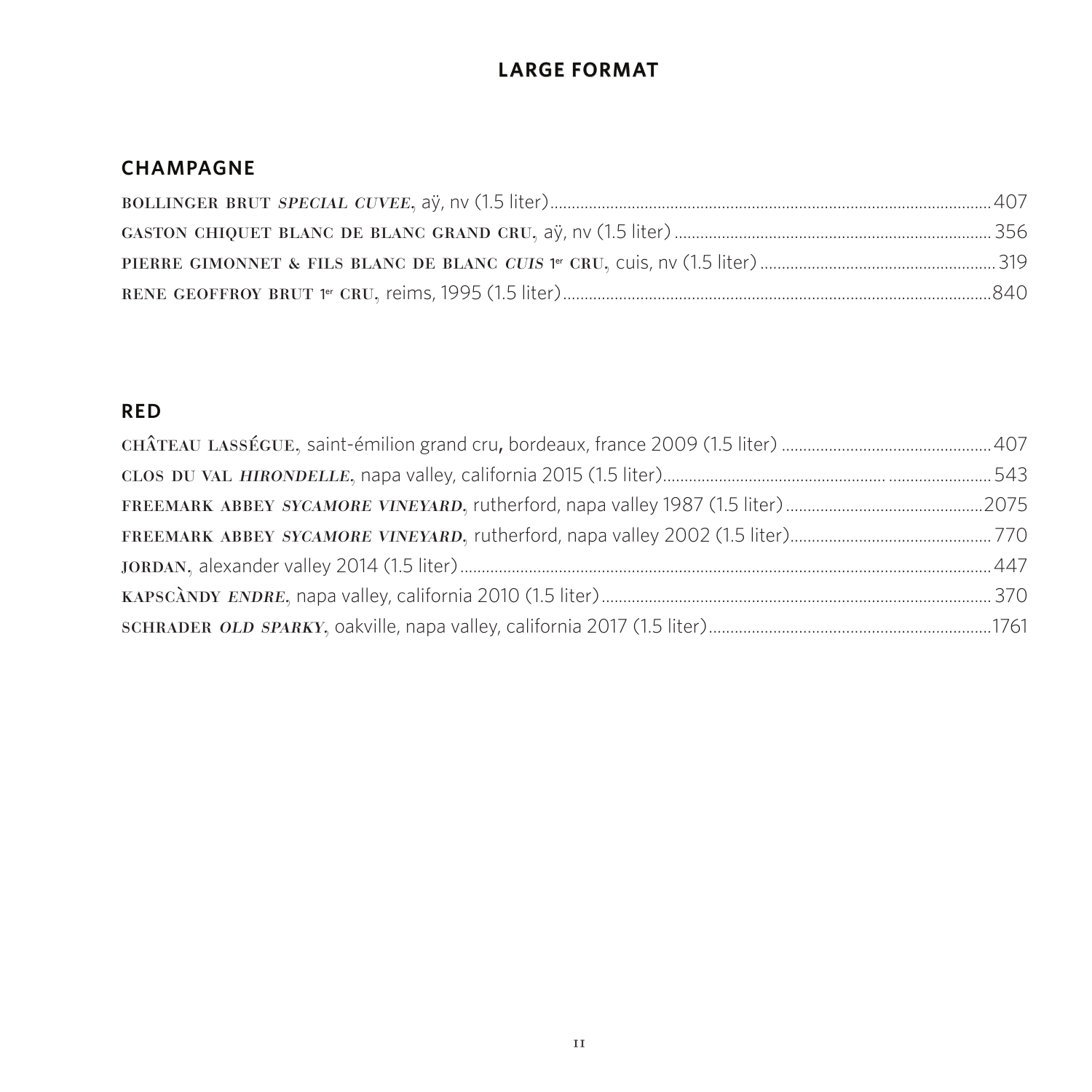# LARGE FORMAT

## CHAMPAGNE

**BOLLINGER BRUT *SPECIAL CUVEE***, aÿ, nv (1.5 liter)....407

**GASTON CHIQUET BLANC DE BLANC GRAND CRU**, aÿ, nv (1.5 liter)....356

**PIERRE GIMONNET & FILS BLANC DE BLANC *CUIS* 1er CRU**, cuis, nv (1.5 liter)....319

**RENE GEOFFROY BRUT 1er CRU**, reims, 1995 (1.5 liter)....840

## RED

**CHÂTEAU LASSÉGUE**, saint-émilion grand cru, bordeaux, france 2009 (1.5 liter)....407

**CLOS DU VAL *HIRONDELLE***, napa valley, california 2015 (1.5 liter)....543

**FREEMARK ABBEY *SYCAMORE VINEYARD***, rutherford, napa valley 1987 (1.5 liter)....2075

**FREEMARK ABBEY *SYCAMORE VINEYARD***, rutherford, napa valley 2002 (1.5 liter)....770

**JORDAN**, alexander valley 2014 (1.5 liter)....447

**KAPSCÀNDY *ENDRE***, napa valley, california 2010 (1.5 liter)....370

**SCHRADER *OLD SPARKY***, oakville, napa valley, california 2017 (1.5 liter)....1761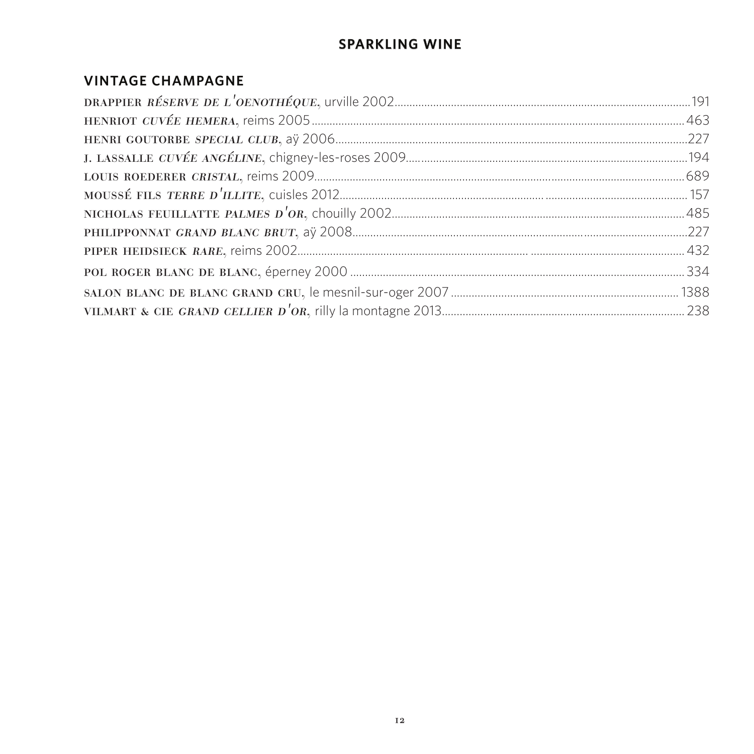## SPARKLING WINE

### VINTAGE CHAMPAGNE

DRAPPIER *RÉSERVE DE L'OENOTHÉQUE*, urville 2002 .......... 191
HENRIOT *CUVÉE HEMERA*, reims 2005 .......... 463
HENRI GOUTORBE *SPECIAL CLUB*, aÿ 2006 .......... 227
J. LASSALLE *CUVÉE ANGÉLINE*, chigney-les-roses 2009 .......... 194
LOUIS ROEDERER *CRISTAL*, reims 2009 .......... 689
MOUSSÉ FILS *TERRE D'ILLITE*, cuisles 2012 .......... 157
NICHOLAS FEUILLATTE *PALMES D'OR*, chouilly 2002 .......... 485
PHILIPPONNAT *GRAND BLANC BRUT*, aÿ 2008 .......... 227
PIPER HEIDSIECK *RARE*, reims 2002 .......... 432
POL ROGER BLANC DE BLANC, éperney 2000 .......... 334
SALON BLANC DE BLANC GRAND CRU, le mesnil-sur-oger 2007 .......... 1388
VILMART & CIE *GRAND CELLIER D'OR*, rilly la montagne 2013 .......... 238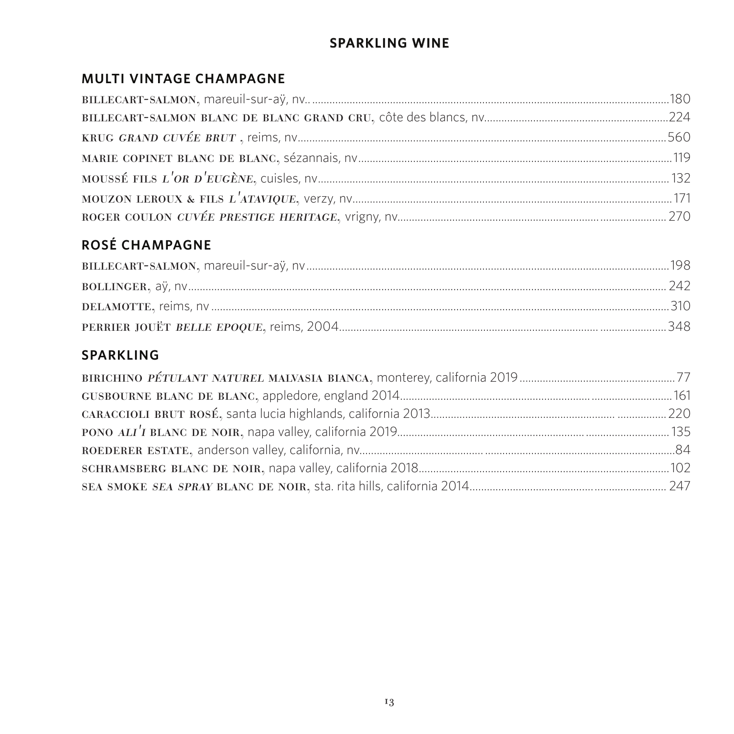## SPARKLING WINE

### MULTI VINTAGE CHAMPAGNE

**BILLECART-SALMON**, mareuil-sur-aÿ, nv.. ....180

**BILLECART-SALMON BLANC DE BLANC GRAND CRU**, côte des blancs, nv....224

**KRUG *GRAND CUVÉE BRUT*** , reims, nv....560

**MARIE COPINET BLANC DE BLANC**, sézannais, nv....119

**MOUSSÉ FILS *L'OR D'EUGÈNE***, cuisles, nv....132

**MOUZON LEROUX & FILS *L'ATAVIQUE***, verzy, nv....171

**ROGER COULON *CUVÉE PRESTIGE HERITAGE***, vrigny, nv....270

### ROSÉ CHAMPAGNE

**BILLECART-SALMON**, mareuil-sur-aÿ, nv....198

**BOLLINGER**, aÿ, nv....242

**DELAMOTTE**, reims, nv....310

**PERRIER JOUËT *BELLE EPOQUE***, reims, 2004....348

### SPARKLING

**BIRICHINO *PÉTULANT NATUREL* MALVASIA BIANCA**, monterey, california 2019....77

**GUSBOURNE BLANC DE BLANC**, appledore, england 2014....161

**CARACCIOLI BRUT ROSÉ**, santa lucia highlands, california 2013....220

**PONO *ALI'I* BLANC DE NOIR**, napa valley, california 2019....135

**ROEDERER ESTATE**, anderson valley, california, nv....84

**SCHRAMSBERG BLANC DE NOIR**, napa valley, california 2018....102

**SEA SMOKE *SEA SPRAY* BLANC DE NOIR**, sta. rita hills, california 2014....247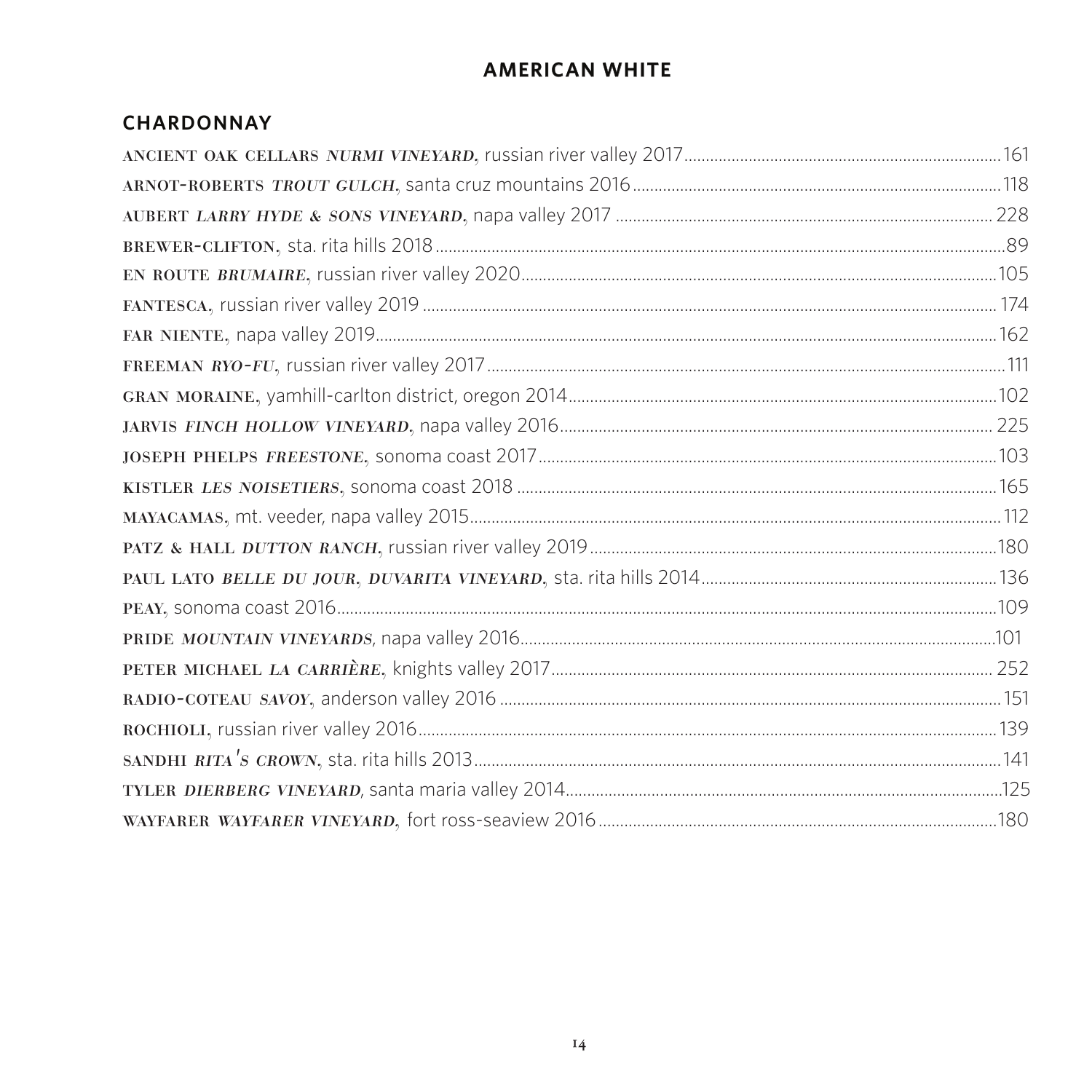# AMERICAN WHITE

## CHARDONNAY

ANCIENT OAK CELLARS *NURMI VINEYARD,* russian river valley 2017 ......161

ARNOT-ROBERTS *TROUT GULCH,* santa cruz mountains 2016 ......118

AUBERT *LARRY HYDE & SONS VINEYARD,* napa valley 2017 ......228

BREWER-CLIFTON, sta. rita hills 2018 ......89

EN ROUTE *BRUMAIRE,* russian river valley 2020 ......105

FANTESCA, russian river valley 2019 ......174

FAR NIENTE, napa valley 2019 ......162

FREEMAN *RYO-FU,* russian river valley 2017 ......111

GRAN MORAINE, yamhill-carlton district, oregon 2014 ......102

JARVIS *FINCH HOLLOW VINEYARD,* napa valley 2016 ......225

JOSEPH PHELPS *FREESTONE,* sonoma coast 2017 ......103

KISTLER *LES NOISETIERS,* sonoma coast 2018 ......165

MAYACAMAS, mt. veeder, napa valley 2015 ......112

PATZ & HALL *DUTTON RANCH,* russian river valley 2019 ......180

PAUL LATO *BELLE DU JOUR, DUVARITA VINEYARD,* sta. rita hills 2014 ......136

PEAY, sonoma coast 2016 ......109

PRIDE *MOUNTAIN VINEYARDS,* napa valley 2016 ......101

PETER MICHAEL *LA CARRIÈRE,* knights valley 2017 ......252

RADIO-COTEAU *SAVOY,* anderson valley 2016 ......151

ROCHIOLI, russian river valley 2016 ......139

SANDHI *RITA'S CROWN,* sta. rita hills 2013 ......141

TYLER *DIERBERG VINEYARD,* santa maria valley 2014 ......125

WAYFARER *WAYFARER VINEYARD,* fort ross-seaview 2016 ......180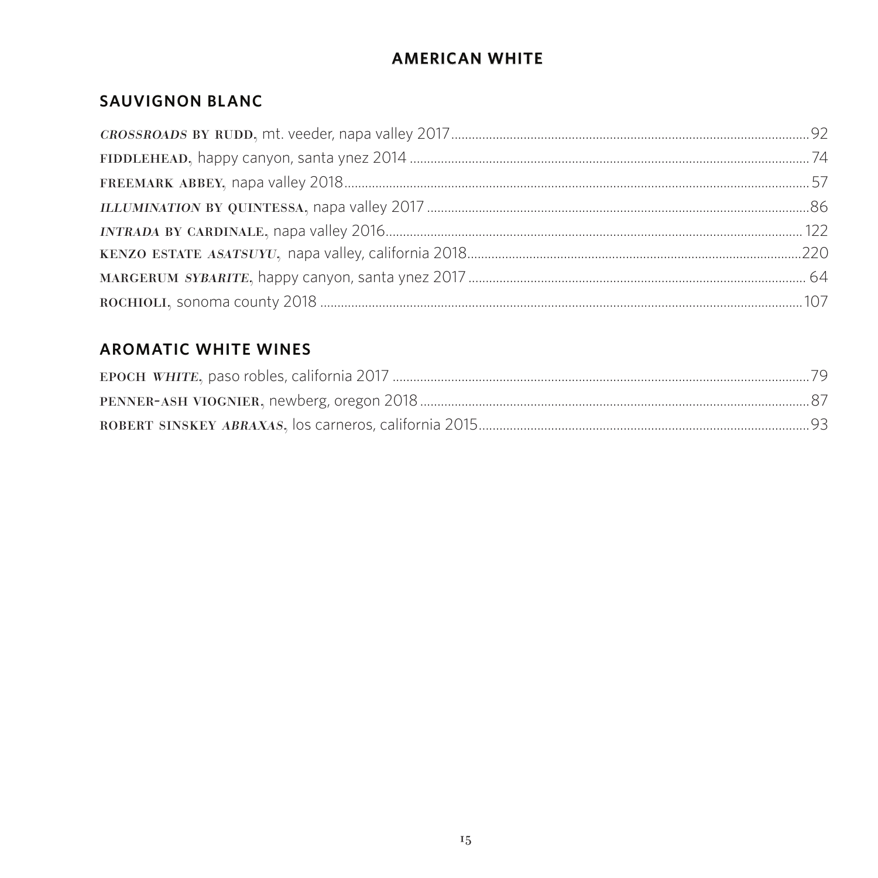# AMERICAN WHITE

## SAUVIGNON BLANC

*CROSSROADS* BY RUDD, mt. veeder, napa valley 2017 ..... 92
FIDDLEHEAD, happy canyon, santa ynez 2014 ..... 74
FREEMARK ABBEY, napa valley 2018 ..... 57
*ILLUMINATION* BY QUINTESSA, napa valley 2017 ..... 86
*INTRADA* BY CARDINALE, napa valley 2016 ..... 122
KENZO ESTATE *ASATSUYU*, napa valley, california 2018 ..... 220
MARGERUM *SYBARITE*, happy canyon, santa ynez 2017 ..... 64
ROCHIOLI, sonoma county 2018 ..... 107

## AROMATIC WHITE WINES

EPOCH *WHITE*, paso robles, california 2017 ..... 79
PENNER-ASH VIOGNIER, newberg, oregon 2018 ..... 87
ROBERT SINSKEY *ABRAXAS*, los carneros, california 2015 ..... 93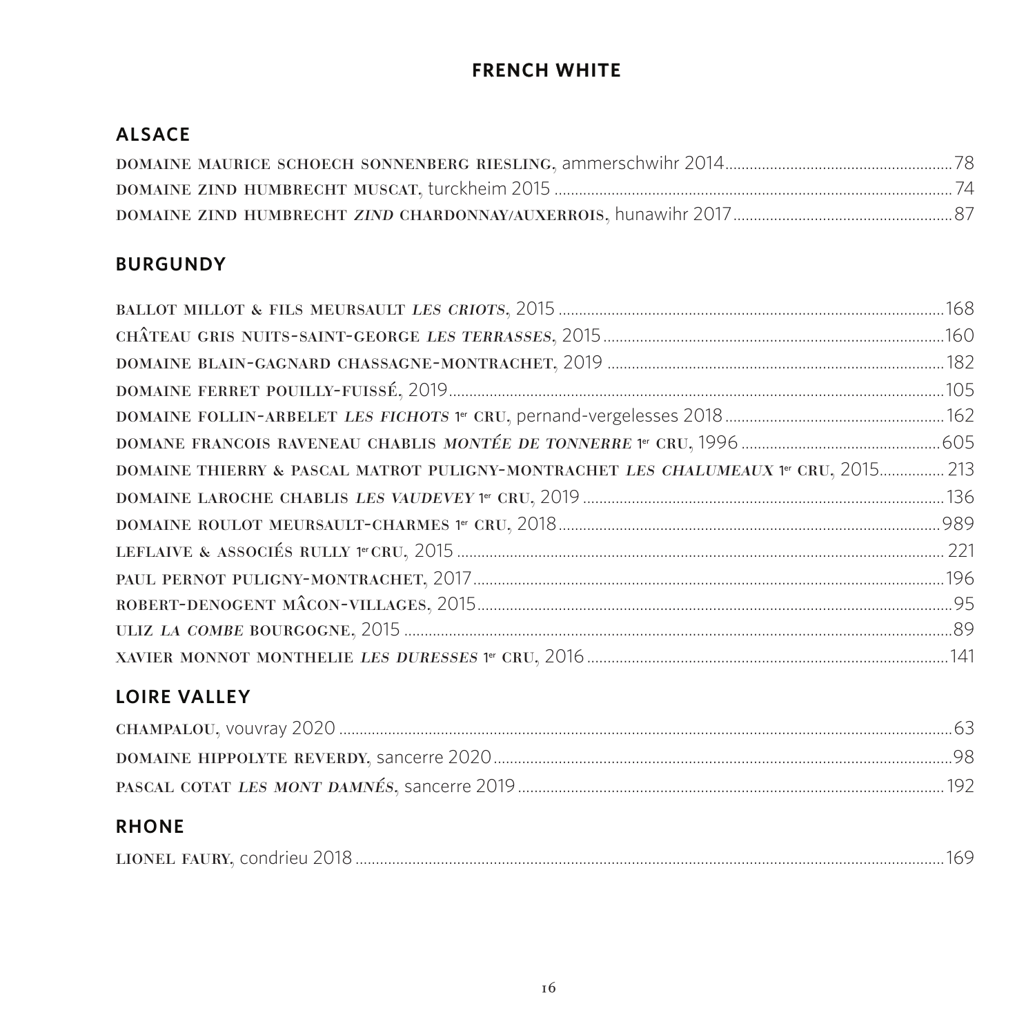# FRENCH WHITE

## ALSACE

DOMAINE MAURICE SCHOECH SONNENBERG RIESLING, ammerschwihr 2014 ........ 78
DOMAINE ZIND HUMBRECHT MUSCAT, turckheim 2015 ........ 74
DOMAINE ZIND HUMBRECHT *ZIND* CHARDONNAY/AUXERROIS, hunawihr 2017 ........ 87

## BURGUNDY

BALLOT MILLOT & FILS MEURSAULT *LES CRIOTS*, 2015 ........ 168
CHÂTEAU GRIS NUITS-SAINT-GEORGE *LES TERRASSES*, 2015 ........ 160
DOMAINE BLAIN-GAGNARD CHASSAGNE-MONTRACHET, 2019 ........ 182
DOMAINE FERRET POUILLY-FUISSÉ, 2019 ........ 105
DOMAINE FOLLIN-ARBELET *LES FICHOTS* 1er CRU, pernand-vergelesses 2018 ........ 162
DOMANE FRANCOIS RAVENEAU CHABLIS *MONTÉE DE TONNERRE* 1er CRU, 1996 ........ 605
DOMAINE THIERRY & PASCAL MATROT PULIGNY-MONTRACHET *LES CHALUMEAUX* 1er CRU, 2015 ........ 213
DOMAINE LAROCHE CHABLIS *LES VAUDEVEY* 1er CRU, 2019 ........ 136
DOMAINE ROULOT MEURSAULT-CHARMES 1er CRU, 2018 ........ 989
LEFLAIVE & ASSOCIÉS RULLY 1er CRU, 2015 ........ 221
PAUL PERNOT PULIGNY-MONTRACHET, 2017 ........ 196
ROBERT-DENOGENT MÂCON-VILLAGES, 2015 ........ 95
ULIZ *LA COMBE* BOURGOGNE, 2015 ........ 89
XAVIER MONNOT MONTHELIE *LES DURESSES* 1er CRU, 2016 ........ 141

## LOIRE VALLEY

CHAMPALOU, vouvray 2020 ........ 63
DOMAINE HIPPOLYTE REVERDY, sancerre 2020 ........ 98
PASCAL COTAT *LES MONT DAMNÉS*, sancerre 2019 ........ 192

## RHONE

LIONEL FAURY, condrieu 2018 ........ 169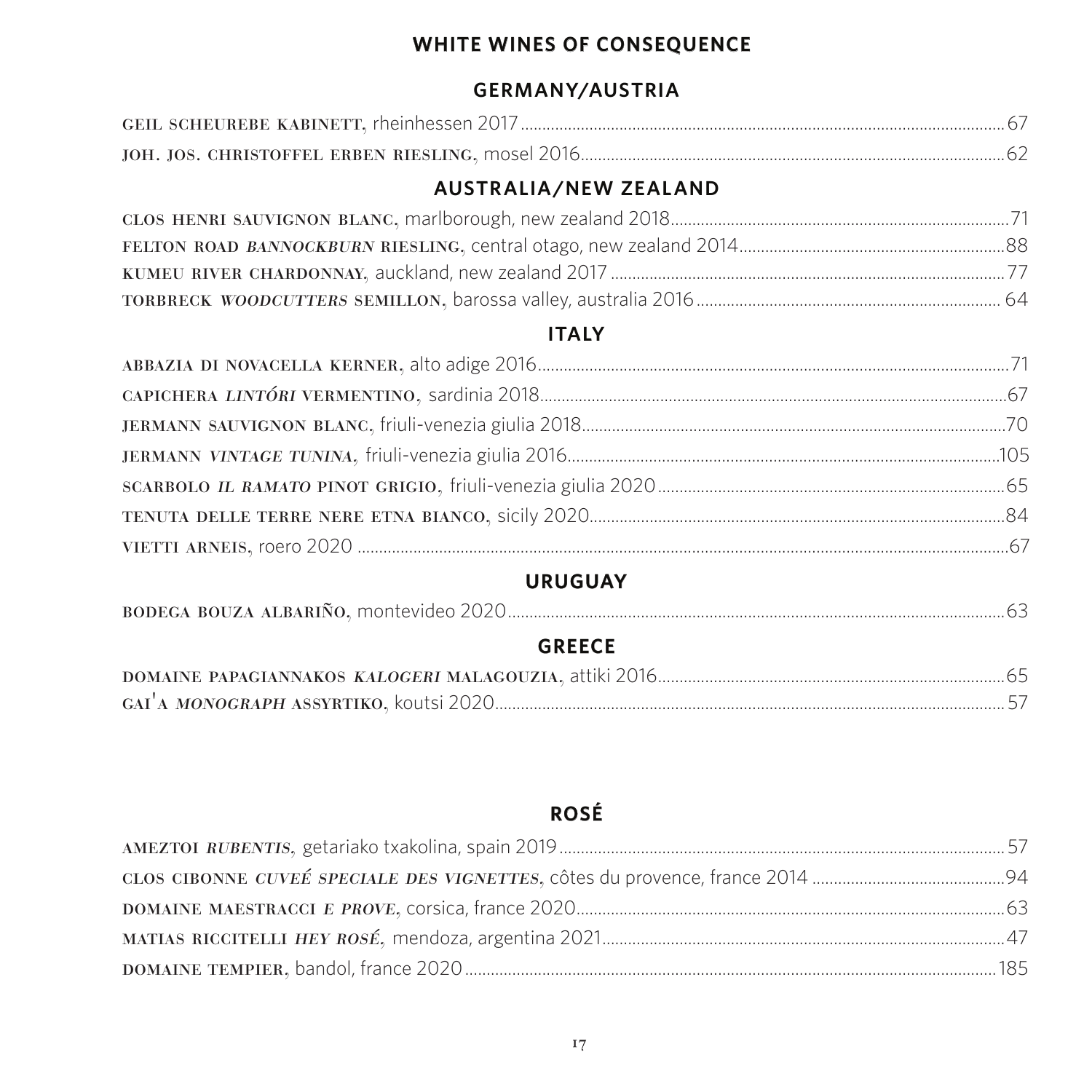# WHITE WINES OF CONSEQUENCE

## GERMANY/AUSTRIA

**GEIL SCHEUREBE KABINETT**, rheinhessen 2017 ..... 67

**JOH. JOS. CHRISTOFFEL ERBEN RIESLING**, mosel 2016 ..... 62

## AUSTRALIA/NEW ZEALAND

**CLOS HENRI SAUVIGNON BLANC**, marlborough, new zealand 2018 ..... 71

**FELTON ROAD *BANNOCKBURN* RIESLING**, central otago, new zealand 2014 ..... 88

**KUMEU RIVER CHARDONNAY**, auckland, new zealand 2017 ..... 77

**TORBRECK *WOODCUTTERS* SEMILLON**, barossa valley, australia 2016 ..... 64

## ITALY

**ABBAZIA DI NOVACELLA KERNER**, alto adige 2016 ..... 71

**CAPICHERA *LINTÓRI* VERMENTINO**, sardinia 2018 ..... 67

**JERMANN SAUVIGNON BLANC**, friuli-venezia giulia 2018 ..... 70

**JERMANN *VINTAGE TUNINA***, friuli-venezia giulia 2016 ..... 105

**SCARBOLO *IL RAMATO* PINOT GRIGIO**, friuli-venezia giulia 2020 ..... 65

**TENUTA DELLE TERRE NERE ETNA BIANCO**, sicily 2020 ..... 84

**VIETTI ARNEIS**, roero 2020 ..... 67

## URUGUAY

**BODEGA BOUZA ALBARIÑO**, montevideo 2020 ..... 63

## GREECE

**DOMAINE PAPAGIANNAKOS *KALOGERI* MALAGOUZIA**, attiki 2016 ..... 65

**GAI'A *MONOGRAPH* ASSYRTIKO**, koutsi 2020 ..... 57

# ROSÉ

**AMEZTOI *RUBENTIS***, getariako txakolina, spain 2019 ..... 57

**CLOS CIBONNE *CUVEÉ SPECIALE DES VIGNETTES***, côtes du provence, france 2014 ..... 94

**DOMAINE MAESTRACCI *E PROVE***, corsica, france 2020 ..... 63

**MATIAS RICCITELLI *HEY ROSÉ***, mendoza, argentina 2021 ..... 47

**DOMAINE TEMPIER**, bandol, france 2020 ..... 185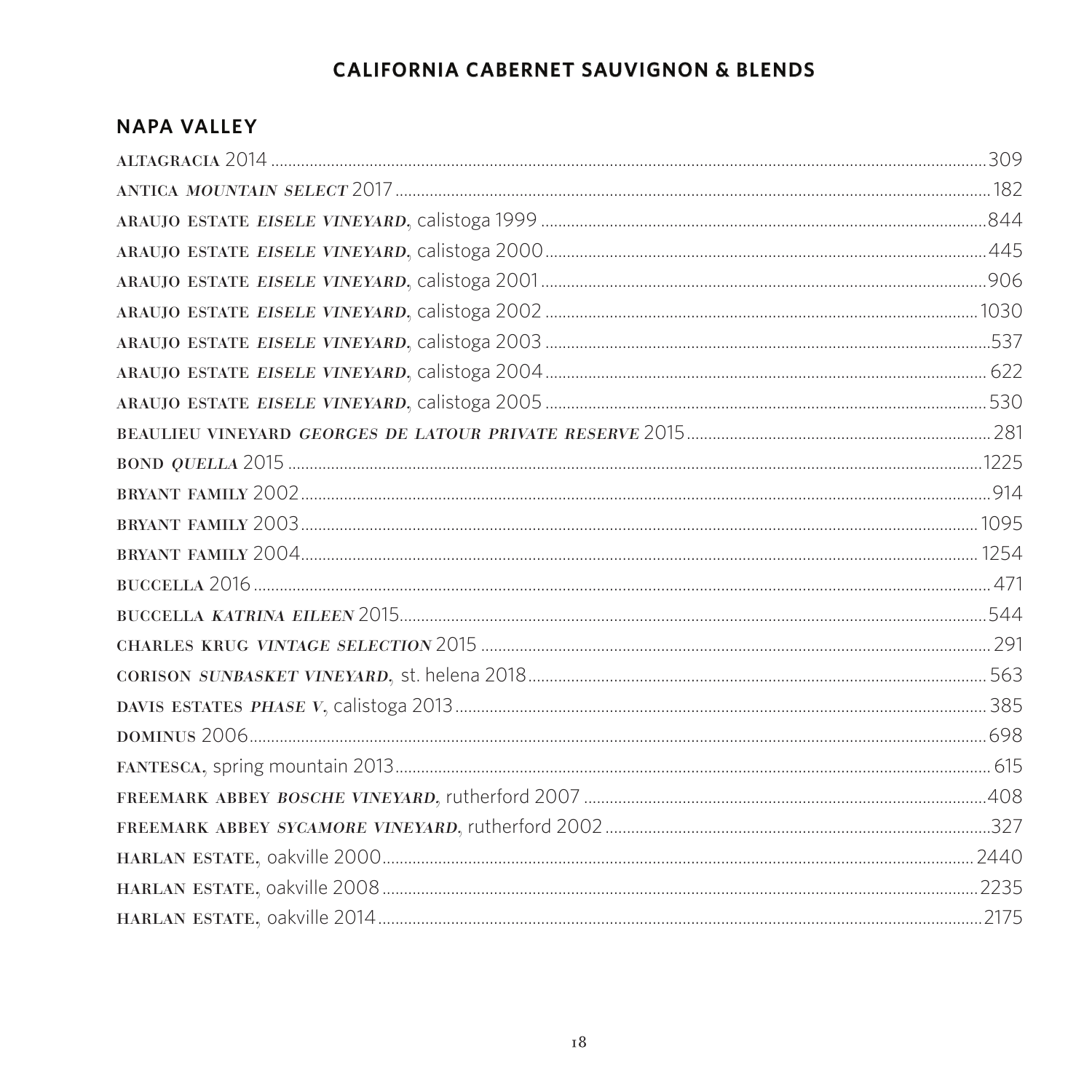## CALIFORNIA CABERNET SAUVIGNON & BLENDS

### NAPA VALLEY

ALTAGRACIA 2014 .......... 309
ANTICA *MOUNTAIN SELECT* 2017 .......... 182
ARAUJO ESTATE *EISELE VINEYARD*, calistoga 1999 .......... 844
ARAUJO ESTATE *EISELE VINEYARD*, calistoga 2000 .......... 445
ARAUJO ESTATE *EISELE VINEYARD*, calistoga 2001 .......... 906
ARAUJO ESTATE *EISELE VINEYARD*, calistoga 2002 .......... 1030
ARAUJO ESTATE *EISELE VINEYARD*, calistoga 2003 .......... 537
ARAUJO ESTATE *EISELE VINEYARD*, calistoga 2004 .......... 622
ARAUJO ESTATE *EISELE VINEYARD*, calistoga 2005 .......... 530
BEAULIEU VINEYARD *GEORGES DE LATOUR PRIVATE RESERVE* 2015 .......... 281
BOND *QUELLA* 2015 .......... 1225
BRYANT FAMILY 2002 .......... 914
BRYANT FAMILY 2003 .......... 1095
BRYANT FAMILY 2004 .......... 1254
BUCCELLA 2016 .......... 471
BUCCELLA *KATRINA EILEEN* 2015 .......... 544
CHARLES KRUG *VINTAGE SELECTION* 2015 .......... 291
CORISON *SUNBASKET VINEYARD*, st. helena 2018 .......... 563
DAVIS ESTATES *PHASE V*, calistoga 2013 .......... 385
DOMINUS 2006 .......... 698
FANTESCA, spring mountain 2013 .......... 615
FREEMARK ABBEY *BOSCHE VINEYARD*, rutherford 2007 .......... 408
FREEMARK ABBEY *SYCAMORE VINEYARD*, rutherford 2002 .......... 327
HARLAN ESTATE, oakville 2000 .......... 2440
HARLAN ESTATE, oakville 2008 .......... 2235
HARLAN ESTATE, oakville 2014 .......... 2175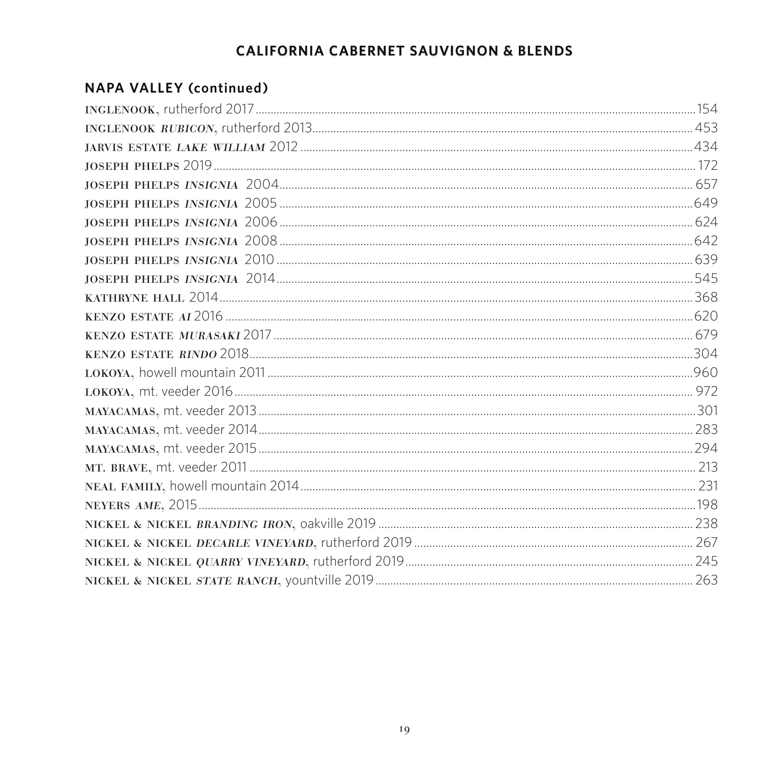## CALIFORNIA CABERNET SAUVIGNON & BLENDS

### NAPA VALLEY (continued)

**INGLENOOK**, rutherford 2017 ................ 154

**INGLENOOK *RUBICON***, rutherford 2013 ................ 453

**JARVIS ESTATE *LAKE WILLIAM*** 2012 ................ 434

**JOSEPH PHELPS** 2019 ................ 172

**JOSEPH PHELPS *INSIGNIA*** 2004 ................ 657

**JOSEPH PHELPS *INSIGNIA*** 2005 ................ 649

**JOSEPH PHELPS *INSIGNIA*** 2006 ................ 624

**JOSEPH PHELPS *INSIGNIA*** 2008 ................ 642

**JOSEPH PHELPS *INSIGNIA*** 2010 ................ 639

**JOSEPH PHELPS *INSIGNIA*** 2014 ................ 545

**KATHRYNE HALL** 2014 ................ 368

**KENZO ESTATE *AI*** 2016 ................ 620

**KENZO ESTATE *MURASAKI*** 2017 ................ 679

**KENZO ESTATE *RINDO*** 2018 ................ 304

**LOKOYA**, howell mountain 2011 ................ 960

**LOKOYA**, mt. veeder 2016 ................ 972

**MAYACAMAS**, mt. veeder 2013 ................ 301

**MAYACAMAS**, mt. veeder 2014 ................ 283

**MAYACAMAS**, mt. veeder 2015 ................ 294

**MT. BRAVE**, mt. veeder 2011 ................ 213

**NEAL FAMILY**, howell mountain 2014 ................ 231

**NEYERS *AME***, 2015 ................ 198

**NICKEL & NICKEL *BRANDING IRON***, oakville 2019 ................ 238

**NICKEL & NICKEL *DECARLE VINEYARD***, rutherford 2019 ................ 267

**NICKEL & NICKEL *QUARRY VINEYARD***, rutherford 2019 ................ 245

**NICKEL & NICKEL *STATE RANCH***, yountville 2019 ................ 263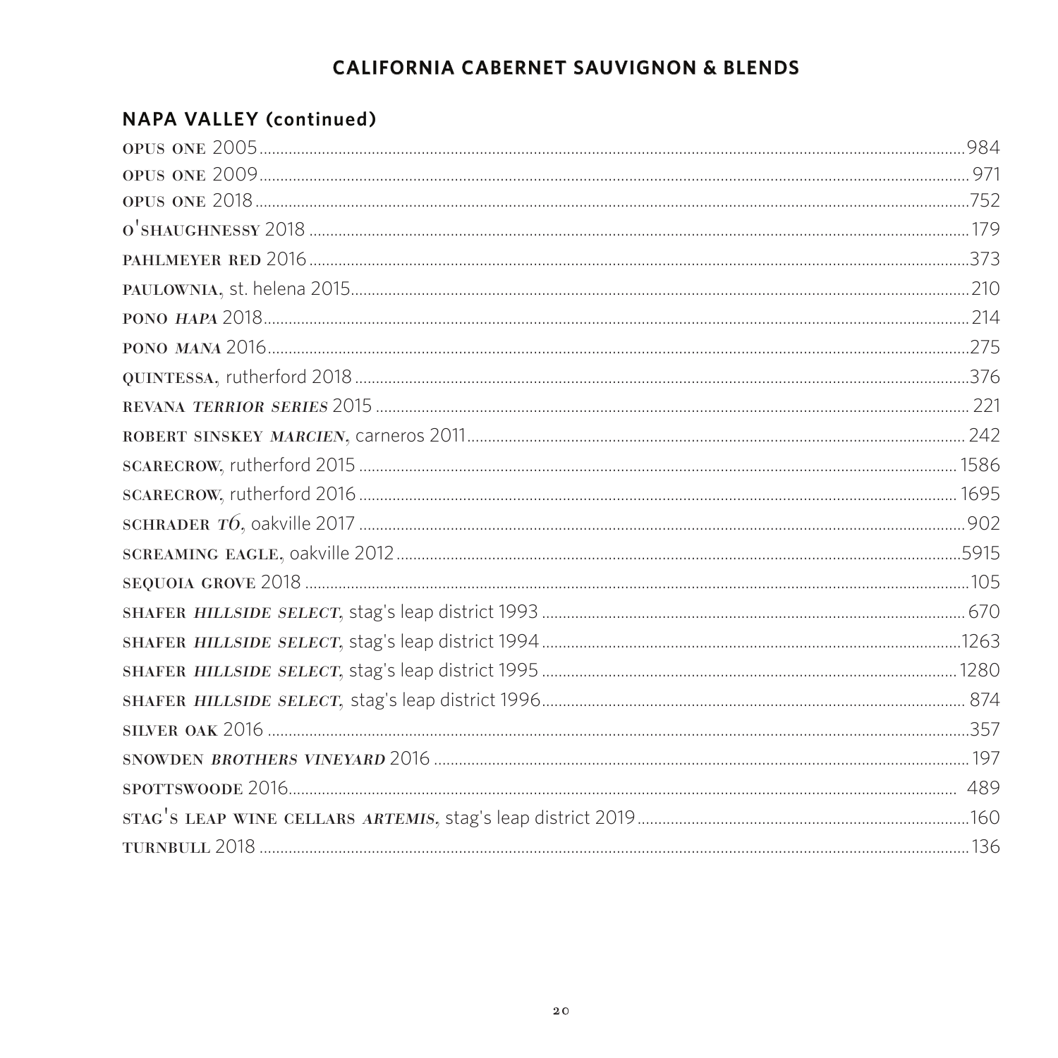## CALIFORNIA CABERNET SAUVIGNON & BLENDS

### NAPA VALLEY (continued)

OPUS ONE 2005 ........ 984
OPUS ONE 2009 ........ 971
OPUS ONE 2018 ........ 752
O'SHAUGHNESSY 2018 ........ 179
PAHLMEYER RED 2016 ........ 373
PAULOWNIA, st. helena 2015 ........ 210
PONO *HAPA* 2018 ........ 214
PONO *MANA* 2016 ........ 275
QUINTESSA, rutherford 2018 ........ 376
REVANA *TERRIOR SERIES* 2015 ........ 221
ROBERT SINSKEY *MARCIEN*, carneros 2011 ........ 242
SCARECROW, rutherford 2015 ........ 1586
SCARECROW, rutherford 2016 ........ 1695
SCHRADER *T6*, oakville 2017 ........ 902
SCREAMING EAGLE, oakville 2012 ........ 5915
SEQUOIA GROVE 2018 ........ 105
SHAFER *HILLSIDE SELECT*, stag's leap district 1993 ........ 670
SHAFER *HILLSIDE SELECT*, stag's leap district 1994 ........ 1263
SHAFER *HILLSIDE SELECT*, stag's leap district 1995 ........ 1280
SHAFER *HILLSIDE SELECT*, stag's leap district 1996 ........ 874
SILVER OAK 2016 ........ 357
SNOWDEN *BROTHERS VINEYARD* 2016 ........ 197
SPOTTSWOODE 2016 ........ 489
STAG'S LEAP WINE CELLARS *ARTEMIS*, stag's leap district 2019 ........ 160
TURNBULL 2018 ........ 136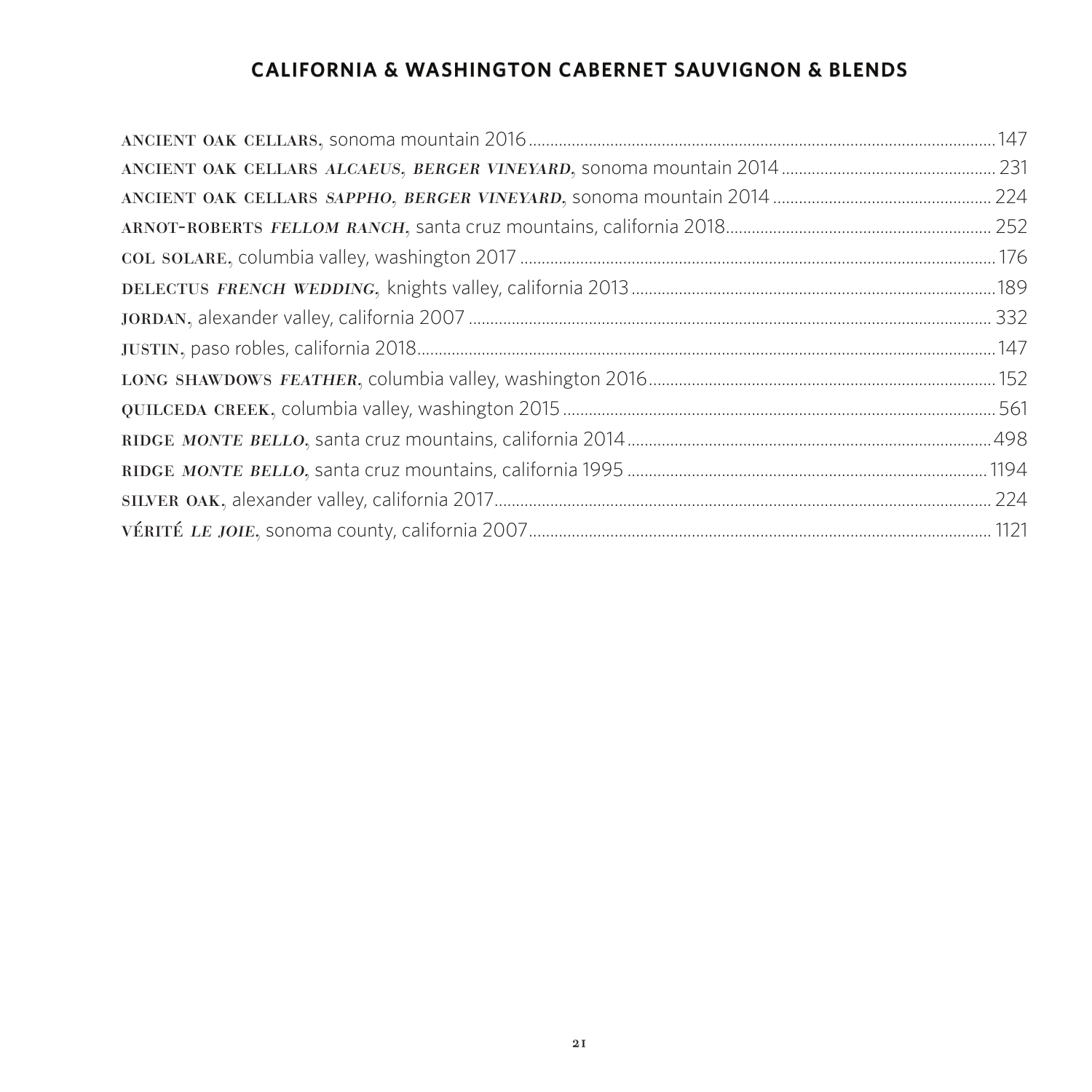## CALIFORNIA & WASHINGTON CABERNET SAUVIGNON & BLENDS

ANCIENT OAK CELLARS, sonoma mountain 2016 ........ 147

ANCIENT OAK CELLARS *ALCAEUS, BERGER VINEYARD,* sonoma mountain 2014 ........ 231

ANCIENT OAK CELLARS *SAPPHO, BERGER VINEYARD,* sonoma mountain 2014 ........ 224

ARNOT-ROBERTS *FELLOM RANCH,* santa cruz mountains, california 2018 ........ 252

COL SOLARE, columbia valley, washington 2017 ........ 176

DELECTUS *FRENCH WEDDING,* knights valley, california 2013 ........ 189

JORDAN, alexander valley, california 2007 ........ 332

JUSTIN, paso robles, california 2018 ........ 147

LONG SHAWDOWS *FEATHER,* columbia valley, washington 2016 ........ 152

QUILCEDA CREEK, columbia valley, washington 2015 ........ 561

RIDGE *MONTE BELLO,* santa cruz mountains, california 2014 ........ 498

RIDGE *MONTE BELLO,* santa cruz mountains, california 1995 ........ 1194

SILVER OAK, alexander valley, california 2017 ........ 224

VÉRITÉ *LE JOIE,* sonoma county, california 2007 ........ 1121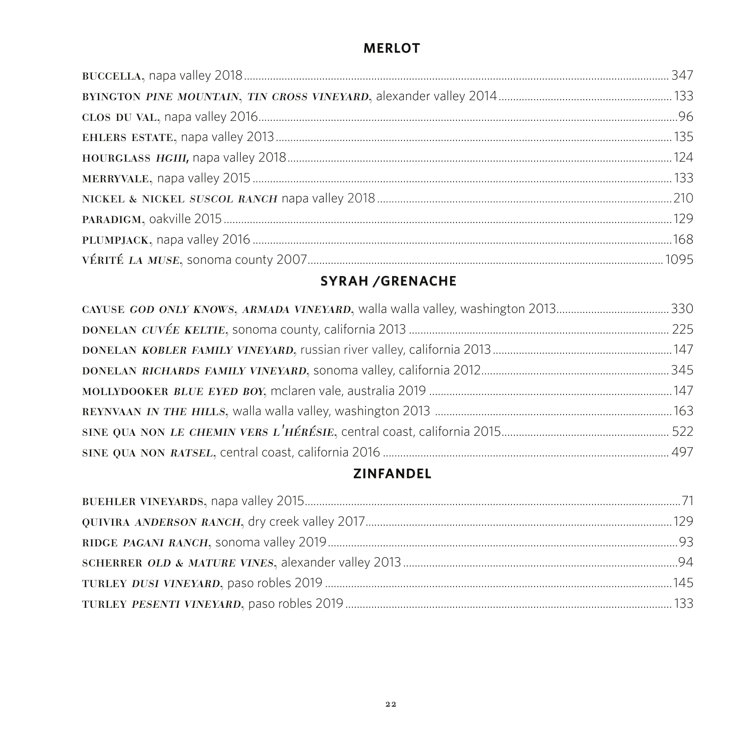## MERLOT

**BUCCELLA**, napa valley 2018 .......... 347
**BYINGTON *PINE MOUNTAIN*, *TIN CROSS VINEYARD***, alexander valley 2014 .......... 133
**CLOS DU VAL**, napa valley 2016 .......... 96
**EHLERS ESTATE**, napa valley 2013 .......... 135
**HOURGLASS *HGIII***, napa valley 2018 .......... 124
**MERRYVALE**, napa valley 2015 .......... 133
**NICKEL & NICKEL *SUSCOL RANCH*** napa valley 2018 .......... 210
**PARADIGM**, oakville 2015 .......... 129
**PLUMPJACK**, napa valley 2016 .......... 168
**VÉRITÉ *LA MUSE***, sonoma county 2007 .......... 1095

## SYRAH /GRENACHE

**CAYUSE *GOD ONLY KNOWS*, *ARMADA VINEYARD***, walla walla valley, washington 2013 .......... 330
**DONELAN *CUVÉE KELTIE***, sonoma county, california 2013 .......... 225
**DONELAN *KOBLER FAMILY VINEYARD***, russian river valley, california 2013 .......... 147
**DONELAN *RICHARDS FAMILY VINEYARD***, sonoma valley, california 2012 .......... 345
**MOLLYDOOKER *BLUE EYED BOY***, mclaren vale, australia 2019 .......... 147
**REYNVAAN *IN THE HILLS***, walla walla valley, washington 2013 .......... 163
**SINE QUA NON *LE CHEMIN VERS L'HÉRÉSIE***, central coast, california 2015 .......... 522
**SINE QUA NON *RATSEL***, central coast, california 2016 .......... 497

## ZINFANDEL

**BUEHLER VINEYARDS**, napa valley 2015 .......... 71
**QUIVIRA *ANDERSON RANCH***, dry creek valley 2017 .......... 129
**RIDGE *PAGANI RANCH***, sonoma valley 2019 .......... 93
**SCHERRER *OLD & MATURE VINES***, alexander valley 2013 .......... 94
**TURLEY *DUSI VINEYARD***, paso robles 2019 .......... 145
**TURLEY *PESENTI VINEYARD***, paso robles 2019 .......... 133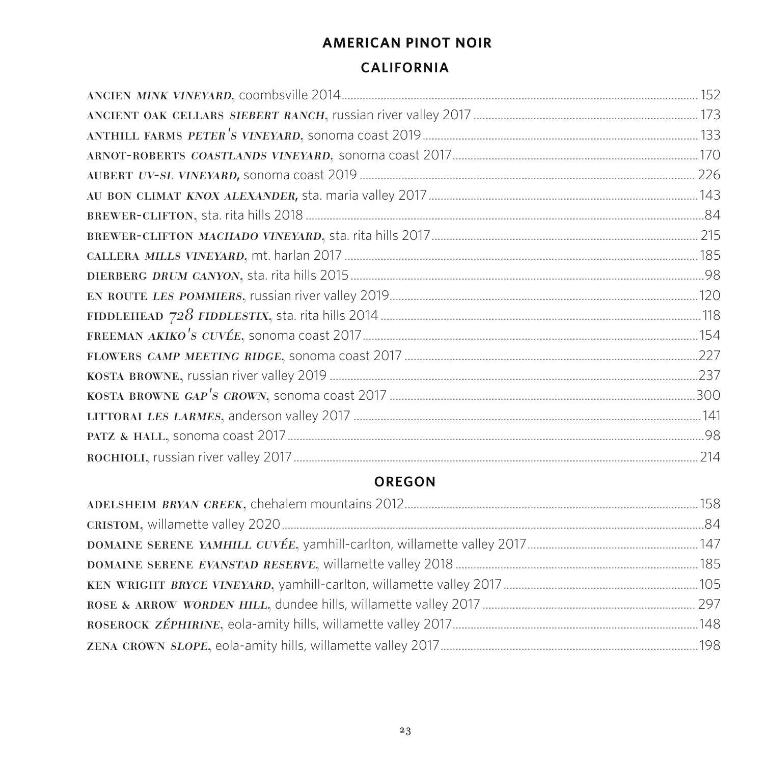# AMERICAN PINOT NOIR

## CALIFORNIA

ANCIEN *MINK VINEYARD*, coombsville 2014 ........ 152
ANCIENT OAK CELLARS *SIEBERT RANCH*, russian river valley 2017 ........ 173
ANTHILL FARMS *PETER'S VINEYARD*, sonoma coast 2019 ........ 133
ARNOT-ROBERTS *COASTLANDS VINEYARD*, sonoma coast 2017 ........ 170
AUBERT *UV-SL VINEYARD*, sonoma coast 2019 ........ 226
AU BON CLIMAT *KNOX ALEXANDER*, sta. maria valley 2017 ........ 143
BREWER-CLIFTON, sta. rita hills 2018 ........ 84
BREWER-CLIFTON *MACHADO VINEYARD*, sta. rita hills 2017 ........ 215
CALLERA *MILLS VINEYARD*, mt. harlan 2017 ........ 185
DIERBERG *DRUM CANYON*, sta. rita hills 2015 ........ 98
EN ROUTE *LES POMMIERS*, russian river valley 2019 ........ 120
FIDDLEHEAD *728 FIDDLESTIX*, sta. rita hills 2014 ........ 118
FREEMAN *AKIKO'S CUVÉE*, sonoma coast 2017 ........ 154
FLOWERS *CAMP MEETING RIDGE*, sonoma coast 2017 ........ 227
KOSTA BROWNE, russian river valley 2019 ........ 237
KOSTA BROWNE *GAP'S CROWN*, sonoma coast 2017 ........ 300
LITTORAI *LES LARMES*, anderson valley 2017 ........ 141
PATZ & HALL, sonoma coast 2017 ........ 98
ROCHIOLI, russian river valley 2017 ........ 214

## OREGON

ADELSHEIM *BRYAN CREEK*, chehalem mountains 2012 ........ 158
CRISTOM, willamette valley 2020 ........ 84
DOMAINE SERENE *YAMHILL CUVÉE*, yamhill-carlton, willamette valley 2017 ........ 147
DOMAINE SERENE *EVANSTAD RESERVE*, willamette valley 2018 ........ 185
KEN WRIGHT *BRYCE VINEYARD*, yamhill-carlton, willamette valley 2017 ........ 105
ROSE & ARROW *WORDEN HILL*, dundee hills, willamette valley 2017 ........ 297
ROSEROCK *ZÉPHIRINE*, eola-amity hills, willamette valley 2017 ........ 148
ZENA CROWN *SLOPE*, eola-amity hills, willamette valley 2017 ........ 198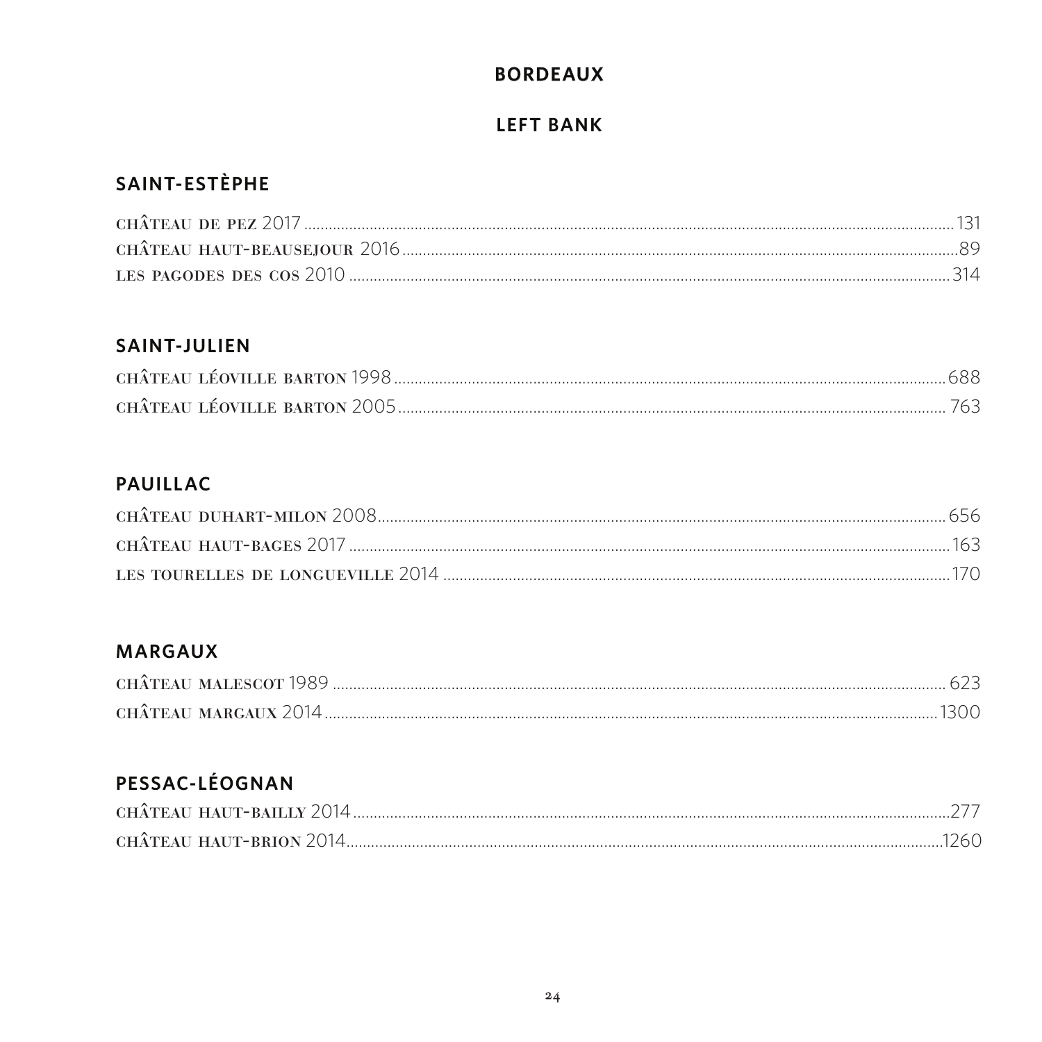# BORDEAUX

## LEFT BANK

### SAINT-ESTÈPHE

CHÂTEAU DE PEZ 2017 ........ 131
CHÂTEAU HAUT-BEAUSEJOUR 2016 ........ 89
LES PAGODES DES COS 2010 ........ 314

### SAINT-JULIEN

CHÂTEAU LÉOVILLE BARTON 1998 ........ 688
CHÂTEAU LÉOVILLE BARTON 2005 ........ 763

### PAUILLAC

CHÂTEAU DUHART-MILON 2008 ........ 656
CHÂTEAU HAUT-BAGES 2017 ........ 163
LES TOURELLES DE LONGUEVILLE 2014 ........ 170

### MARGAUX

CHÂTEAU MALESCOT 1989 ........ 623
CHÂTEAU MARGAUX 2014 ........ 1300

### PESSAC-LÉOGNAN

CHÂTEAU HAUT-BAILLY 2014 ........ 277
CHÂTEAU HAUT-BRION 2014 ........ 1260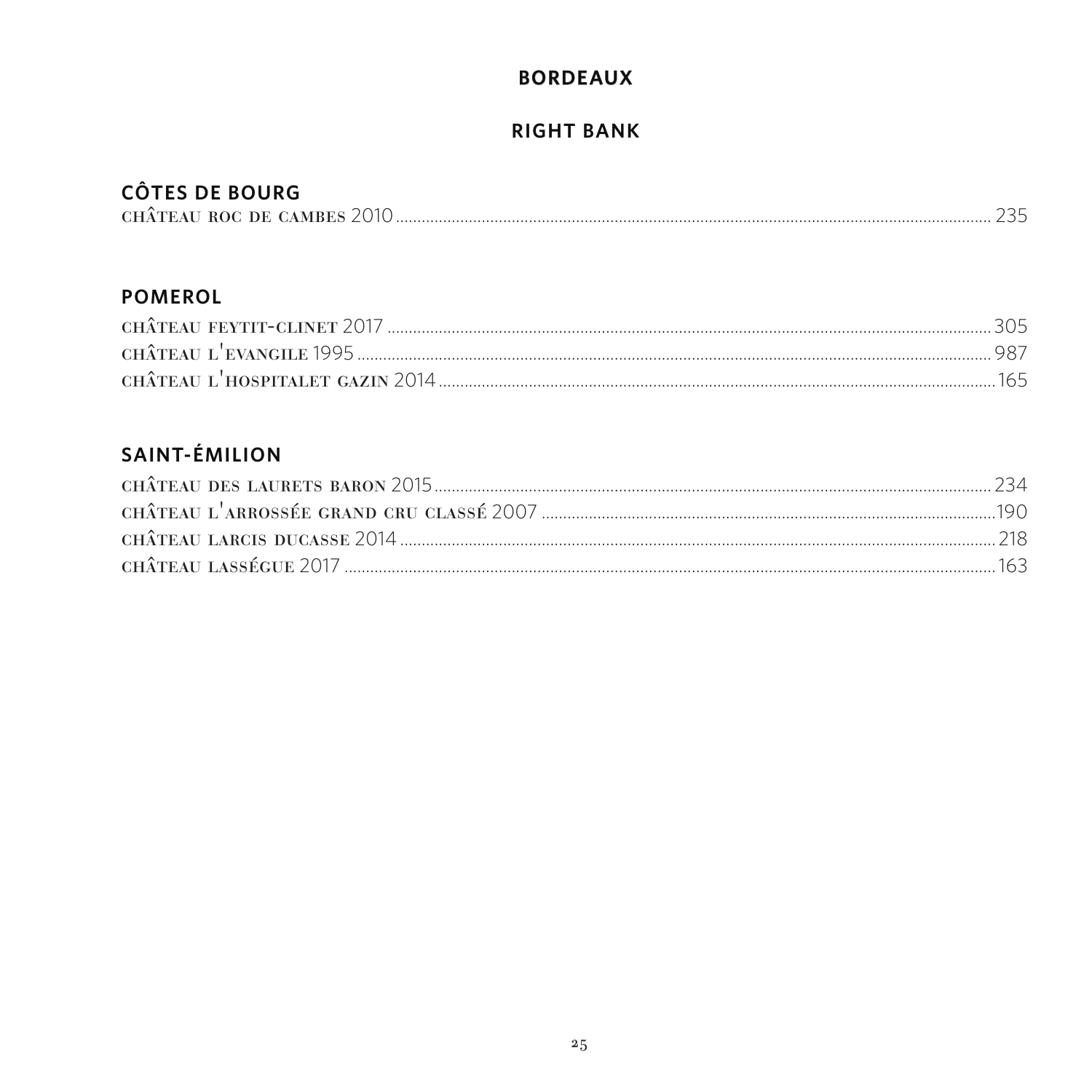# BORDEAUX

## RIGHT BANK

### CÔTES DE BOURG

CHÂTEAU ROC DE CAMBES 2010 .......... 235

### POMEROL

CHÂTEAU FEYTIT-CLINET 2017 .......... 305
CHÂTEAU L'EVANGILE 1995 .......... 987
CHÂTEAU L'HOSPITALET GAZIN 2014 .......... 165

### SAINT-ÉMILION

CHÂTEAU DES LAURETS BARON 2015 .......... 234
CHÂTEAU L'ARROSSÉE GRAND CRU CLASSÉ 2007 .......... 190
CHÂTEAU LARCIS DUCASSE 2014 .......... 218
CHÂTEAU LASSÉGUE 2017 .......... 163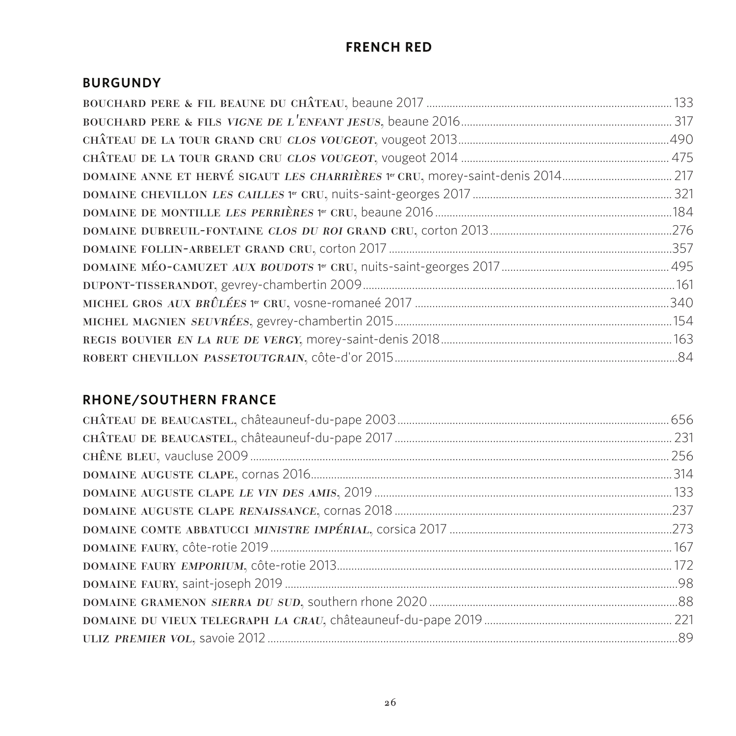# FRENCH RED

## BURGUNDY

**BOUCHARD PERE & FIL BEAUNE DU CHÂTEAU**, beaune 2017 .......... 133
**BOUCHARD PERE & FILS *VIGNE DE L'ENFANT JESUS***, beaune 2016 .......... 317
**CHÂTEAU DE LA TOUR GRAND CRU *CLOS VOUGEOT***, vougeot 2013 .......... 490
**CHÂTEAU DE LA TOUR GRAND CRU *CLOS VOUGEOT***, vougeot 2014 .......... 475
**DOMAINE ANNE ET HERVÉ SIGAUT *LES CHARRIÈRES* 1er CRU**, morey-saint-denis 2014 .......... 217
**DOMAINE CHEVILLON *LES CAILLES* 1er CRU**, nuits-saint-georges 2017 .......... 321
**DOMAINE DE MONTILLE *LES PERRIÈRES* 1er CRU**, beaune 2016 .......... 184
**DOMAINE DUBREUIL-FONTAINE *CLOS DU ROI* GRAND CRU**, corton 2013 .......... 276
**DOMAINE FOLLIN-ARBELET GRAND CRU**, corton 2017 .......... 357
**DOMAINE MÉO-CAMUZET *AUX BOUDOTS* 1er CRU**, nuits-saint-georges 2017 .......... 495
**DUPONT-TISSERANDOT**, gevrey-chambertin 2009 .......... 161
**MICHEL GROS *AUX BRÛLÉES* 1er CRU**, vosne-romaneé 2017 .......... 340
**MICHEL MAGNIEN *SEUVRÉES***, gevrey-chambertin 2015 .......... 154
**REGIS BOUVIER *EN LA RUE DE VERGY***, morey-saint-denis 2018 .......... 163
**ROBERT CHEVILLON *PASSETOUTGRAIN***, côte-d'or 2015 .......... 84

## RHONE/SOUTHERN FRANCE

**CHÂTEAU DE BEAUCASTEL**, châteauneuf-du-pape 2003 .......... 656
**CHÂTEAU DE BEAUCASTEL**, châteauneuf-du-pape 2017 .......... 231
**CHÊNE BLEU**, vaucluse 2009 .......... 256
**DOMAINE AUGUSTE CLAPE**, cornas 2016 .......... 314
**DOMAINE AUGUSTE CLAPE *LE VIN DES AMIS***, 2019 .......... 133
**DOMAINE AUGUSTE CLAPE *RENAISSANCE***, cornas 2018 .......... 237
**DOMAINE COMTE ABBATUCCI *MINISTRE IMPÉRIAL***, corsica 2017 .......... 273
**DOMAINE FAURY**, côte-rotie 2019 .......... 167
**DOMAINE FAURY *EMPORIUM***, côte-rotie 2013 .......... 172
**DOMAINE FAURY**, saint-joseph 2019 .......... 98
**DOMAINE GRAMENON *SIERRA DU SUD***, southern rhone 2020 .......... 88
**DOMAINE DU VIEUX TELEGRAPH *LA CRAU***, châteauneuf-du-pape 2019 .......... 221
**ULIZ *PREMIER VOL***, savoie 2012 .......... 89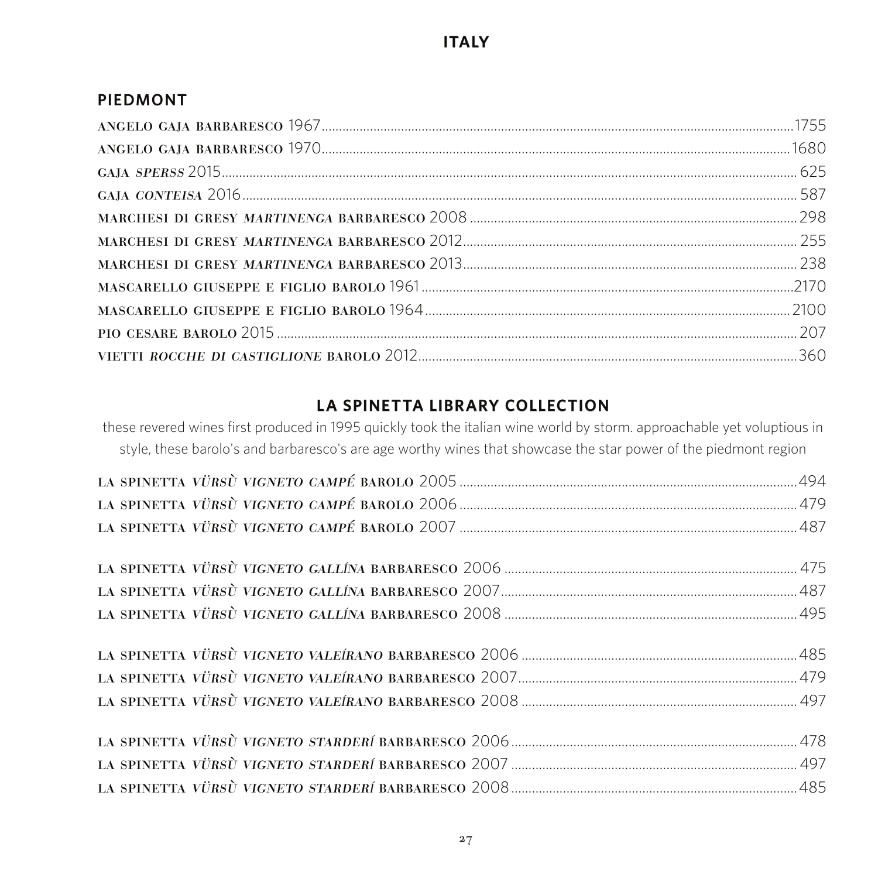# ITALY

## PIEDMONT

ANGELO GAJA BARBARESCO 1967 ........ 1755

ANGELO GAJA BARBARESCO 1970 ........ 1680

GAJA *SPERSS* 2015 ........ 625

GAJA *CONTEISA* 2016 ........ 587

MARCHESI DI GRESY *MARTINENGA* BARBARESCO 2008 ........ 298

MARCHESI DI GRESY *MARTINENGA* BARBARESCO 2012 ........ 255

MARCHESI DI GRESY *MARTINENGA* BARBARESCO 2013 ........ 238

MASCARELLO GIUSEPPE E FIGLIO BAROLO 1961 ........ 2170

MASCARELLO GIUSEPPE E FIGLIO BAROLO 1964 ........ 2100

PIO CESARE BAROLO 2015 ........ 207

VIETTI *ROCCHE DI CASTIGLIONE* BAROLO 2012 ........ 360

## LA SPINETTA LIBRARY COLLECTION

these revered wines first produced in 1995 quickly took the italian wine world by storm. approachable yet voluptious in style, these barolo's and barbaresco's are age worthy wines that showcase the star power of the piedmont region

LA SPINETTA *VÜRSÙ VIGNETO CAMPÉ* BAROLO 2005 ........ 494

LA SPINETTA *VÜRSÙ VIGNETO CAMPÉ* BAROLO 2006 ........ 479

LA SPINETTA *VÜRSÙ VIGNETO CAMPÉ* BAROLO 2007 ........ 487

LA SPINETTA *VÜRSÙ VIGNETO GALLÍNA* BARBARESCO 2006 ........ 475

LA SPINETTA *VÜRSÙ VIGNETO GALLÍNA* BARBARESCO 2007 ........ 487

LA SPINETTA *VÜRSÙ VIGNETO GALLÍNA* BARBARESCO 2008 ........ 495

LA SPINETTA *VÜRSÙ VIGNETO VALEÍRANO* BARBARESCO 2006 ........ 485

LA SPINETTA *VÜRSÙ VIGNETO VALEÍRANO* BARBARESCO 2007 ........ 479

LA SPINETTA *VÜRSÙ VIGNETO VALEÍRANO* BARBARESCO 2008 ........ 497

LA SPINETTA *VÜRSÙ VIGNETO STARDERÍ* BARBARESCO 2006 ........ 478

LA SPINETTA *VÜRSÙ VIGNETO STARDERÍ* BARBARESCO 2007 ........ 497

LA SPINETTA *VÜRSÙ VIGNETO STARDERÍ* BARBARESCO 2008 ........ 485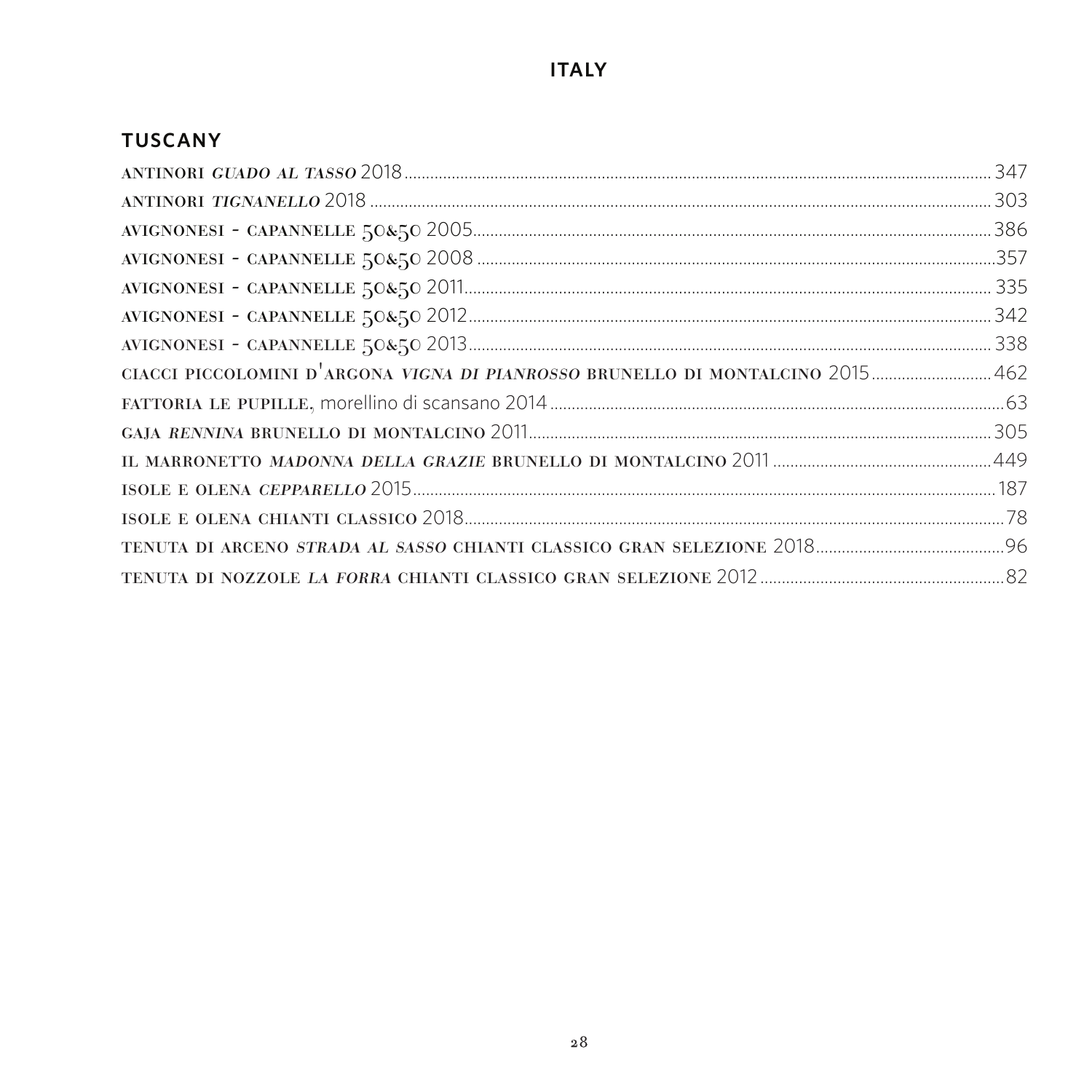# ITALY

## TUSCANY

ANTINORI *GUADO AL TASSO* 2018 .......... 347

ANTINORI *TIGNANELLO* 2018 .......... 303

AVIGNONESI - CAPANNELLE 50&50 2005 .......... 386

AVIGNONESI - CAPANNELLE 50&50 2008 .......... 357

AVIGNONESI - CAPANNELLE 50&50 2011 .......... 335

AVIGNONESI - CAPANNELLE 50&50 2012 .......... 342

AVIGNONESI - CAPANNELLE 50&50 2013 .......... 338

CIACCI PICCOLOMINI D'ARGONA *VIGNA DI PIANROSSO* BRUNELLO DI MONTALCINO 2015 .......... 462

FATTORIA LE PUPILLE, morellino di scansano 2014 .......... 63

GAJA *RENNINA* BRUNELLO DI MONTALCINO 2011 .......... 305

IL MARRONETTO *MADONNA DELLA GRAZIE* BRUNELLO DI MONTALCINO 2011 .......... 449

ISOLE E OLENA *CEPPARELLO* 2015 .......... 187

ISOLE E OLENA CHIANTI CLASSICO 2018 .......... 78

TENUTA DI ARCENO *STRADA AL SASSO* CHIANTI CLASSICO GRAN SELEZIONE 2018 .......... 96

TENUTA DI NOZZOLE *LA FORRA* CHIANTI CLASSICO GRAN SELEZIONE 2012 .......... 82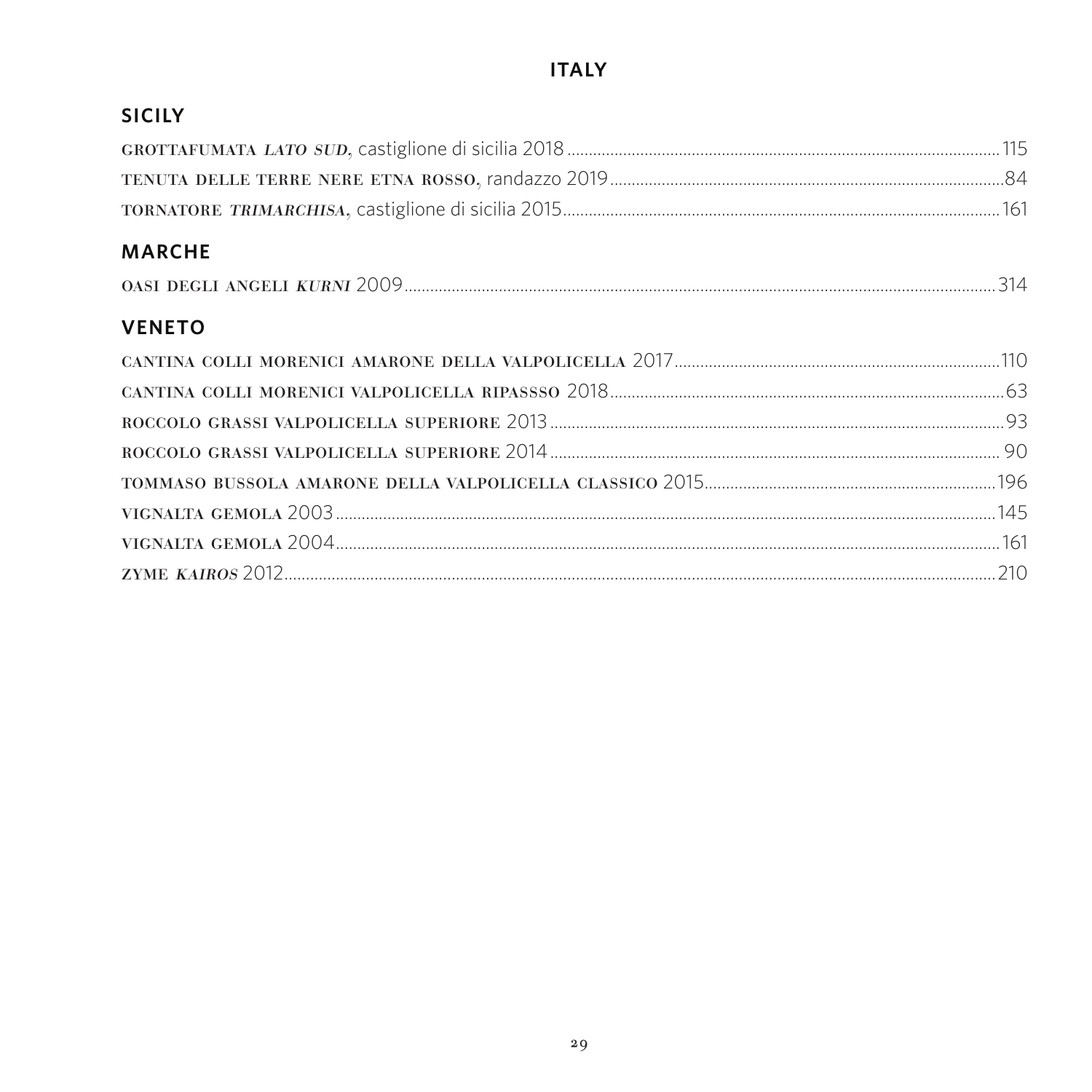# ITALY

## SICILY

GROTTAFUMATA *LATO SUD*, castiglione di sicilia 2018 .......... 115
TENUTA DELLE TERRE NERE ETNA ROSSO, randazzo 2019 .......... 84
TORNATORE *TRIMARCHISA*, castiglione di sicilia 2015 .......... 161

## MARCHE

OASI DEGLI ANGELI *KURNI* 2009 .......... 314

## VENETO

CANTINA COLLI MORENICI AMARONE DELLA VALPOLICELLA 2017 .......... 110
CANTINA COLLI MORENICI VALPOLICELLA RIPASSSO 2018 .......... 63
ROCCOLO GRASSI VALPOLICELLA SUPERIORE 2013 .......... 93
ROCCOLO GRASSI VALPOLICELLA SUPERIORE 2014 .......... 90
TOMMASO BUSSOLA AMARONE DELLA VALPOLICELLA CLASSICO 2015 .......... 196
VIGNALTA GEMOLA 2003 .......... 145
VIGNALTA GEMOLA 2004 .......... 161
ZYME *KAIROS* 2012 .......... 210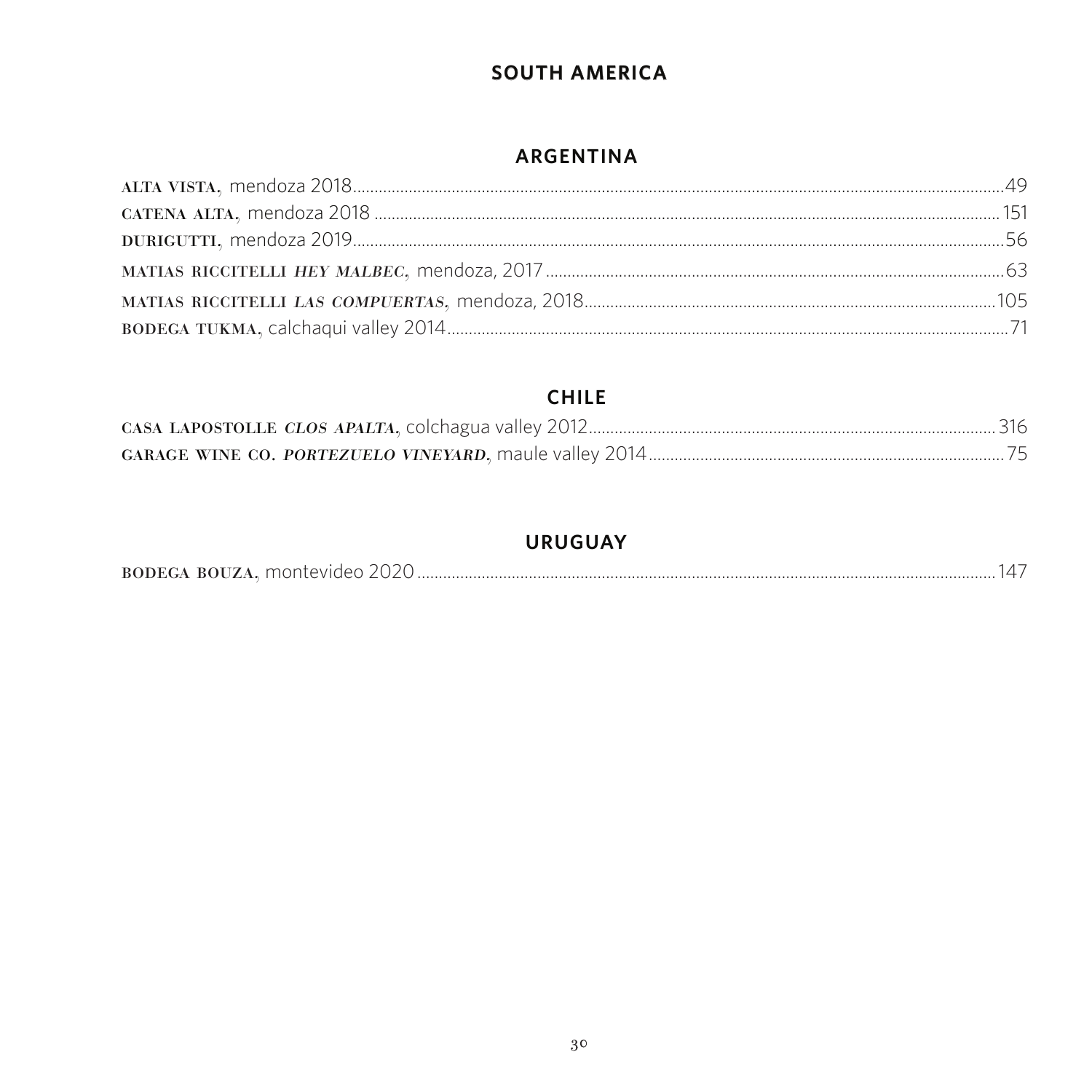## SOUTH AMERICA

### ARGENTINA

**ALTA VISTA**, mendoza 2018 ........................................ 49

**CATENA ALTA**, mendoza 2018 ........................................ 151

**DURIGUTTI**, mendoza 2019 ........................................ 56

**MATIAS RICCITELLI *HEY MALBEC***, mendoza, 2017 ........................................ 63

**MATIAS RICCITELLI *LAS COMPUERTAS***, mendoza, 2018 ........................................ 105

**BODEGA TUKMA**, calchaqui valley 2014 ........................................ 71

### CHILE

**CASA LAPOSTOLLE *CLOS APALTA***, colchagua valley 2012 ........................................ 316

**GARAGE WINE CO. *PORTEZUELO VINEYARD***, maule valley 2014 ........................................ 75

### URUGUAY

**BODEGA BOUZA**, montevideo 2020 ........................................ 147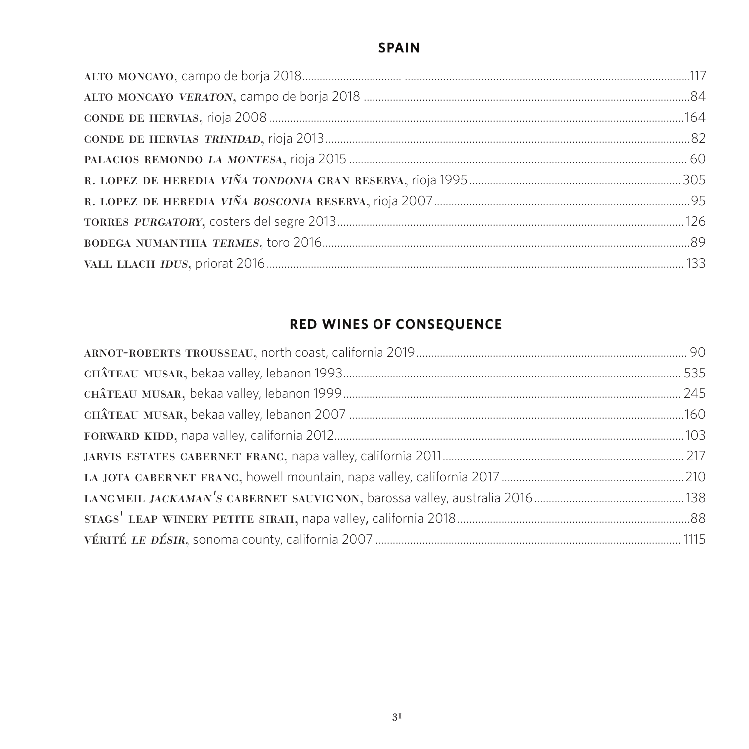## SPAIN

ALTO MONCAYO, campo de borja 2018 ... 117

ALTO MONCAYO *VERATON*, campo de borja 2018 ... 84

CONDE DE HERVIAS, rioja 2008 ... 164

CONDE DE HERVIAS *TRINIDAD*, rioja 2013 ... 82

PALACIOS REMONDO *LA MONTESA*, rioja 2015 ... 60

R. LOPEZ DE HEREDIA *VIÑA TONDONIA* GRAN RESERVA, rioja 1995 ... 305

R. LOPEZ DE HEREDIA *VIÑA BOSCONIA* RESERVA, rioja 2007 ... 95

TORRES *PURGATORY*, costers del segre 2013 ... 126

BODEGA NUMANTHIA *TERMES*, toro 2016 ... 89

VALL LLACH *IDUS*, priorat 2016 ... 133

## RED WINES OF CONSEQUENCE

ARNOT-ROBERTS TROUSSEAU, north coast, california 2019 ... 90

CHÂTEAU MUSAR, bekaa valley, lebanon 1993 ... 535

CHÂTEAU MUSAR, bekaa valley, lebanon 1999 ... 245

CHÂTEAU MUSAR, bekaa valley, lebanon 2007 ... 160

FORWARD KIDD, napa valley, california 2012 ... 103

JARVIS ESTATES CABERNET FRANC, napa valley, california 2011 ... 217

LA JOTA CABERNET FRANC, howell mountain, napa valley, california 2017 ... 210

LANGMEIL *JACKAMAN'S* CABERNET SAUVIGNON, barossa valley, australia 2016 ... 138

STAGS' LEAP WINERY PETITE SIRAH, napa valley, california 2018 ... 88

VÉRITÉ *LE DÉSIR*, sonoma county, california 2007 ... 1115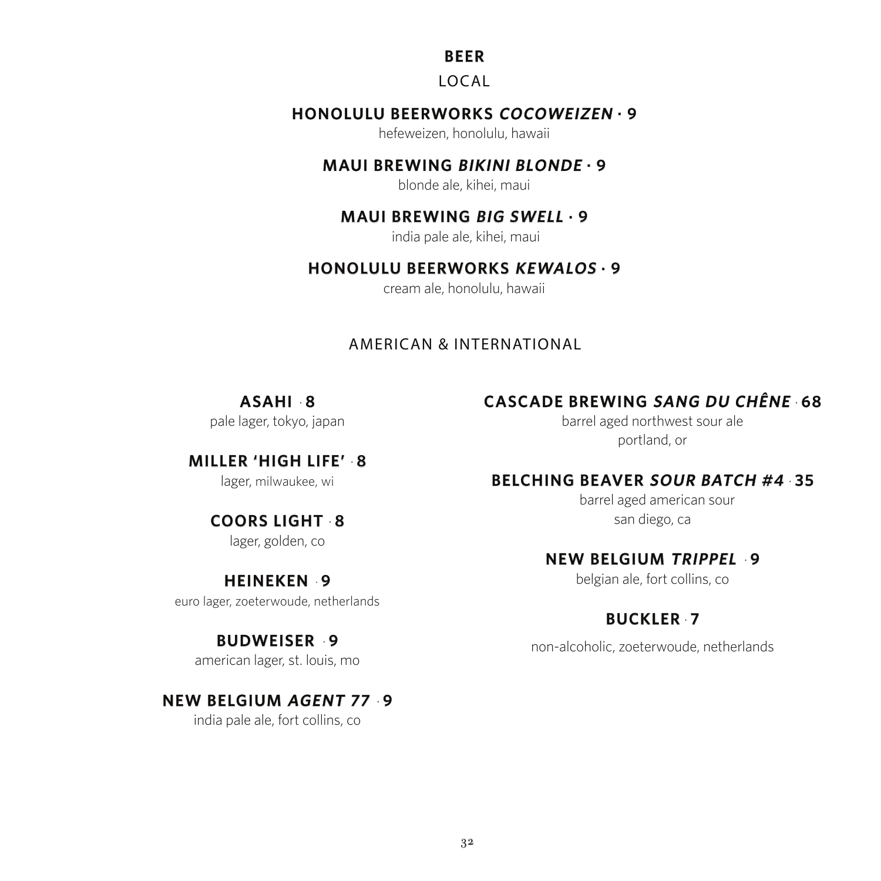# BEER

## LOCAL

**HONOLULU BEERWORKS *COCOWEIZEN* · 9**
hefeweizen, honolulu, hawaii

**MAUI BREWING *BIKINI BLONDE* · 9**
blonde ale, kihei, maui

**MAUI BREWING *BIG SWELL* · 9**
india pale ale, kihei, maui

**HONOLULU BEERWORKS *KEWALOS* · 9**
cream ale, honolulu, hawaii

## AMERICAN & INTERNATIONAL

**ASAHI · 8**
pale lager, tokyo, japan

**MILLER 'HIGH LIFE' · 8**
lager, milwaukee, wi

**COORS LIGHT · 8**
lager, golden, co

**HEINEKEN · 9**
euro lager, zoeterwoude, netherlands

**BUDWEISER · 9**
american lager, st. louis, mo

**NEW BELGIUM *AGENT 77* · 9**
india pale ale, fort collins, co

**CASCADE BREWING *SANG DU CHÊNE* · 68**
barrel aged northwest sour ale
portland, or

**BELCHING BEAVER *SOUR BATCH #4* · 35**
barrel aged american sour
san diego, ca

**NEW BELGIUM *TRIPPEL* · 9**
belgian ale, fort collins, co

**BUCKLER · 7**
non-alcoholic, zoeterwoude, netherlands